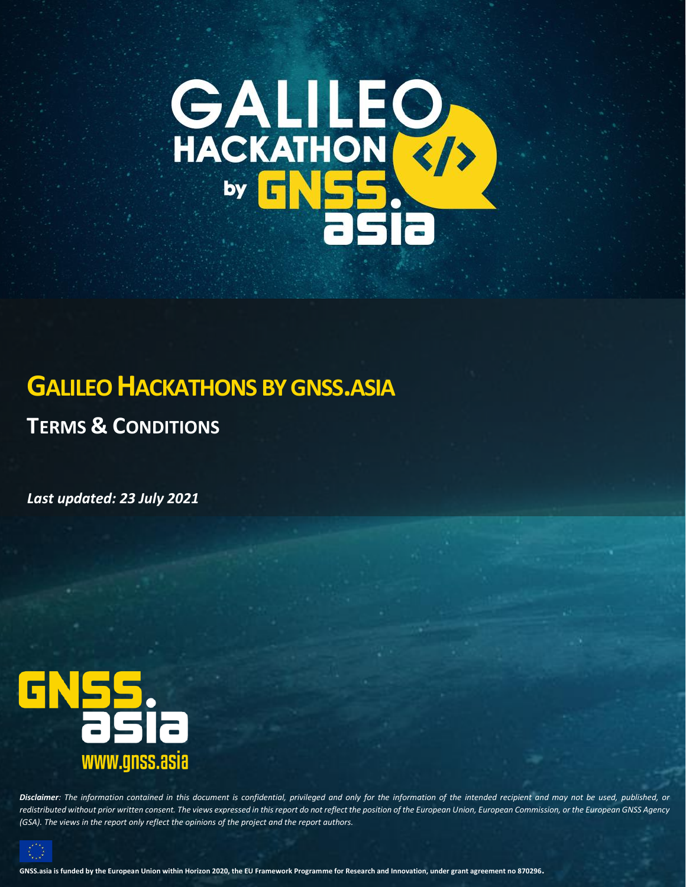# GALILEO HACKATHON by GNSS.asia

## GALILEO HACKATHONS BY GNSS.ASIA

### TERMS & CONDITIONS

***Last updated: 23 July 2021***

GNSS.asia
www.gnss.asia

***Disclaimer**: The information contained in this document is confidential, privileged and only for the information of the intended recipient and may not be used, published, or redistributed without prior written consent. The views expressed in this report do not reflect the position of the European Union, European Commission, or the European GNSS Agency (GSA). The views in the report only reflect the opinions of the project and the report authors.*

**GNSS.asia is funded by the European Union within Horizon 2020, the EU Framework Programme for Research and Innovation, under grant agreement no 870296.**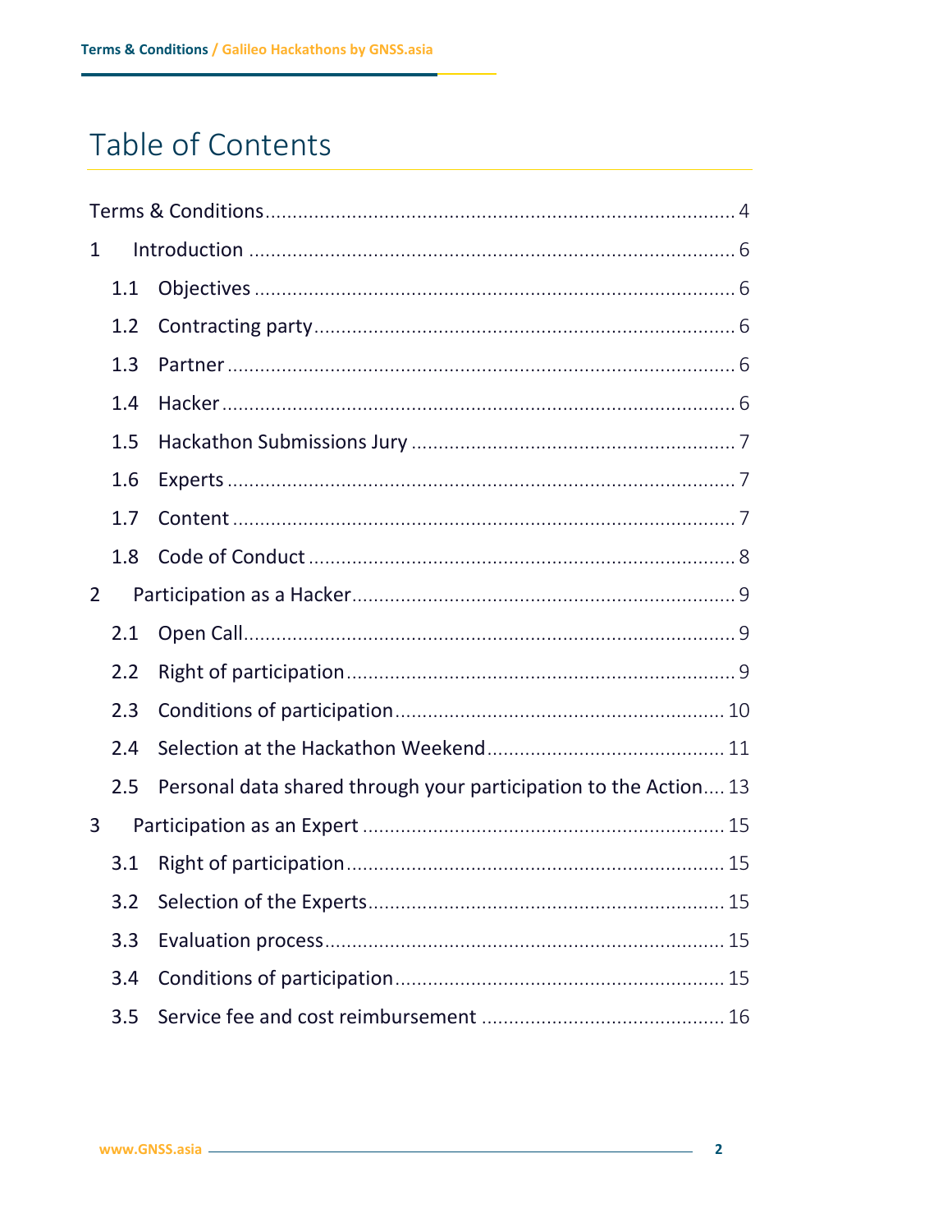# Table of Contents

Terms & Conditions ....................................................................................... 4

1 Introduction ........................................................................................... 6

1.1 Objectives ........................................................................................ 6

1.2 Contracting party ............................................................................. 6

1.3 Partner ............................................................................................ 6

1.4 Hacker ............................................................................................. 6

1.5 Hackathon Submissions Jury ........................................................... 7

1.6 Experts ............................................................................................ 7

1.7 Content ............................................................................................ 7

1.8 Code of Conduct ............................................................................... 8

2 Participation as a Hacker ......................................................................... 9

2.1 Open Call .......................................................................................... 9

2.2 Right of participation ......................................................................... 9

2.3 Conditions of participation ............................................................... 10

2.4 Selection at the Hackathon Weekend ............................................... 11

2.5 Personal data shared through your participation to the Action .... 13

3 Participation as an Expert ....................................................................... 15

3.1 Right of participation ........................................................................ 15

3.2 Selection of the Experts .................................................................... 15

3.3 Evaluation process ........................................................................... 15

3.4 Conditions of participation ............................................................... 15

3.5 Service fee and cost reimbursement ................................................ 16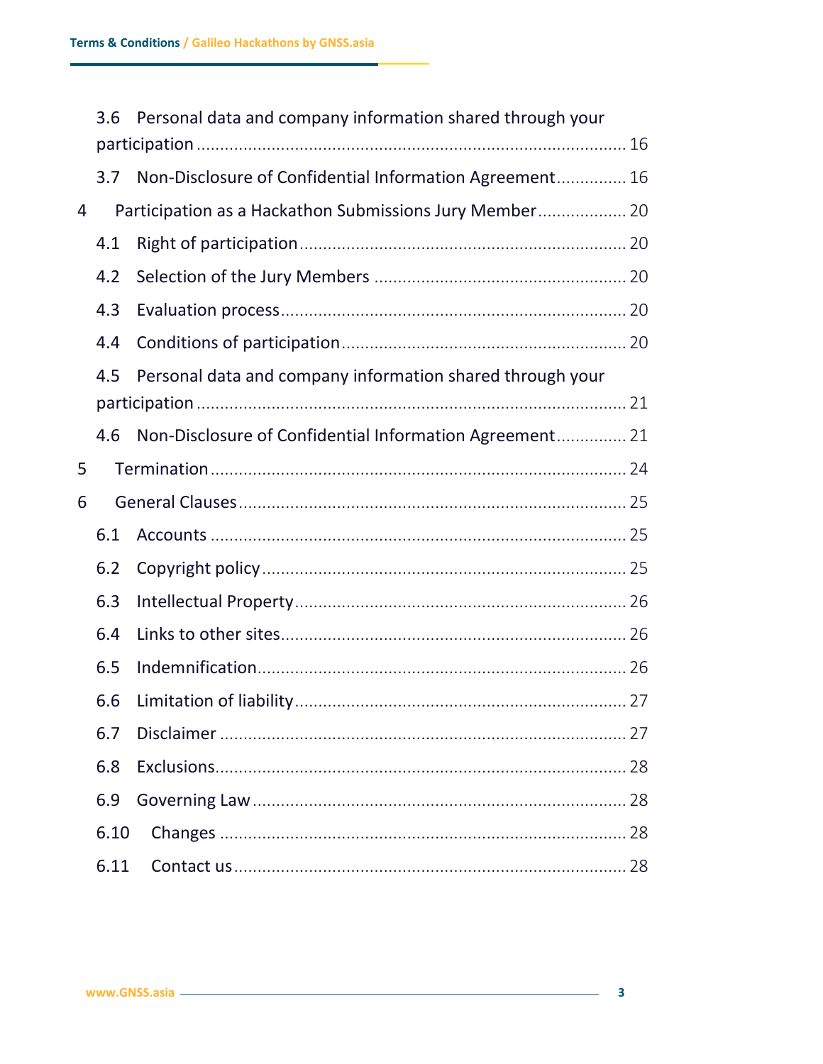3.6 Personal data and company information shared through your participation ..... 16

3.7 Non-Disclosure of Confidential Information Agreement ..... 16

4 Participation as a Hackathon Submissions Jury Member ..... 20

4.1 Right of participation ..... 20

4.2 Selection of the Jury Members ..... 20

4.3 Evaluation process ..... 20

4.4 Conditions of participation ..... 20

4.5 Personal data and company information shared through your participation ..... 21

4.6 Non-Disclosure of Confidential Information Agreement ..... 21

5 Termination ..... 24

6 General Clauses ..... 25

6.1 Accounts ..... 25

6.2 Copyright policy ..... 25

6.3 Intellectual Property ..... 26

6.4 Links to other sites ..... 26

6.5 Indemnification ..... 26

6.6 Limitation of liability ..... 27

6.7 Disclaimer ..... 27

6.8 Exclusions ..... 28

6.9 Governing Law ..... 28

6.10 Changes ..... 28

6.11 Contact us ..... 28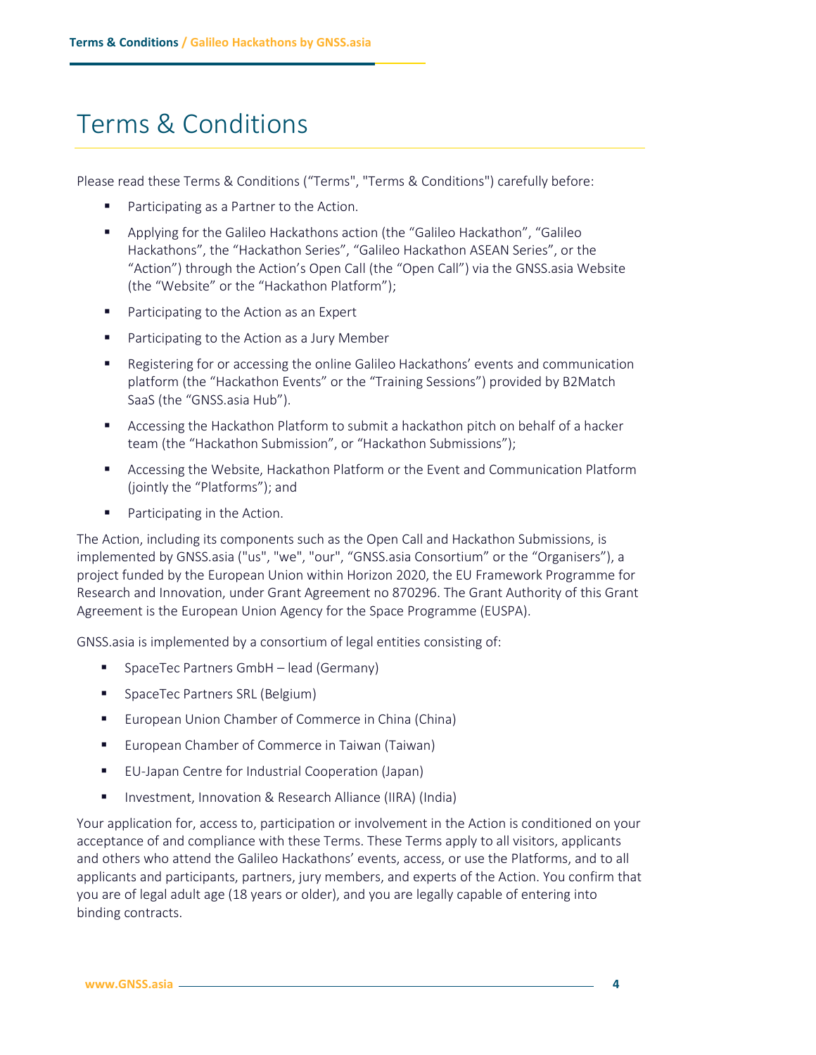# Terms & Conditions

Please read these Terms & Conditions ("Terms", "Terms & Conditions") carefully before:

- Participating as a Partner to the Action.
- Applying for the Galileo Hackathons action (the "Galileo Hackathon", "Galileo Hackathons", the "Hackathon Series", "Galileo Hackathon ASEAN Series", or the "Action") through the Action's Open Call (the "Open Call") via the GNSS.asia Website (the "Website" or the "Hackathon Platform");
- Participating to the Action as an Expert
- Participating to the Action as a Jury Member
- Registering for or accessing the online Galileo Hackathons' events and communication platform (the "Hackathon Events" or the "Training Sessions") provided by B2Match SaaS (the "GNSS.asia Hub").
- Accessing the Hackathon Platform to submit a hackathon pitch on behalf of a hacker team (the "Hackathon Submission", or "Hackathon Submissions");
- Accessing the Website, Hackathon Platform or the Event and Communication Platform (jointly the "Platforms"); and
- Participating in the Action.

The Action, including its components such as the Open Call and Hackathon Submissions, is implemented by GNSS.asia ("us", "we", "our", "GNSS.asia Consortium" or the "Organisers"), a project funded by the European Union within Horizon 2020, the EU Framework Programme for Research and Innovation, under Grant Agreement no 870296. The Grant Authority of this Grant Agreement is the European Union Agency for the Space Programme (EUSPA).

GNSS.asia is implemented by a consortium of legal entities consisting of:

- SpaceTec Partners GmbH – lead (Germany)
- SpaceTec Partners SRL (Belgium)
- European Union Chamber of Commerce in China (China)
- European Chamber of Commerce in Taiwan (Taiwan)
- EU-Japan Centre for Industrial Cooperation (Japan)
- Investment, Innovation & Research Alliance (IIRA) (India)

Your application for, access to, participation or involvement in the Action is conditioned on your acceptance of and compliance with these Terms. These Terms apply to all visitors, applicants and others who attend the Galileo Hackathons' events, access, or use the Platforms, and to all applicants and participants, partners, jury members, and experts of the Action. You confirm that you are of legal adult age (18 years or older), and you are legally capable of entering into binding contracts.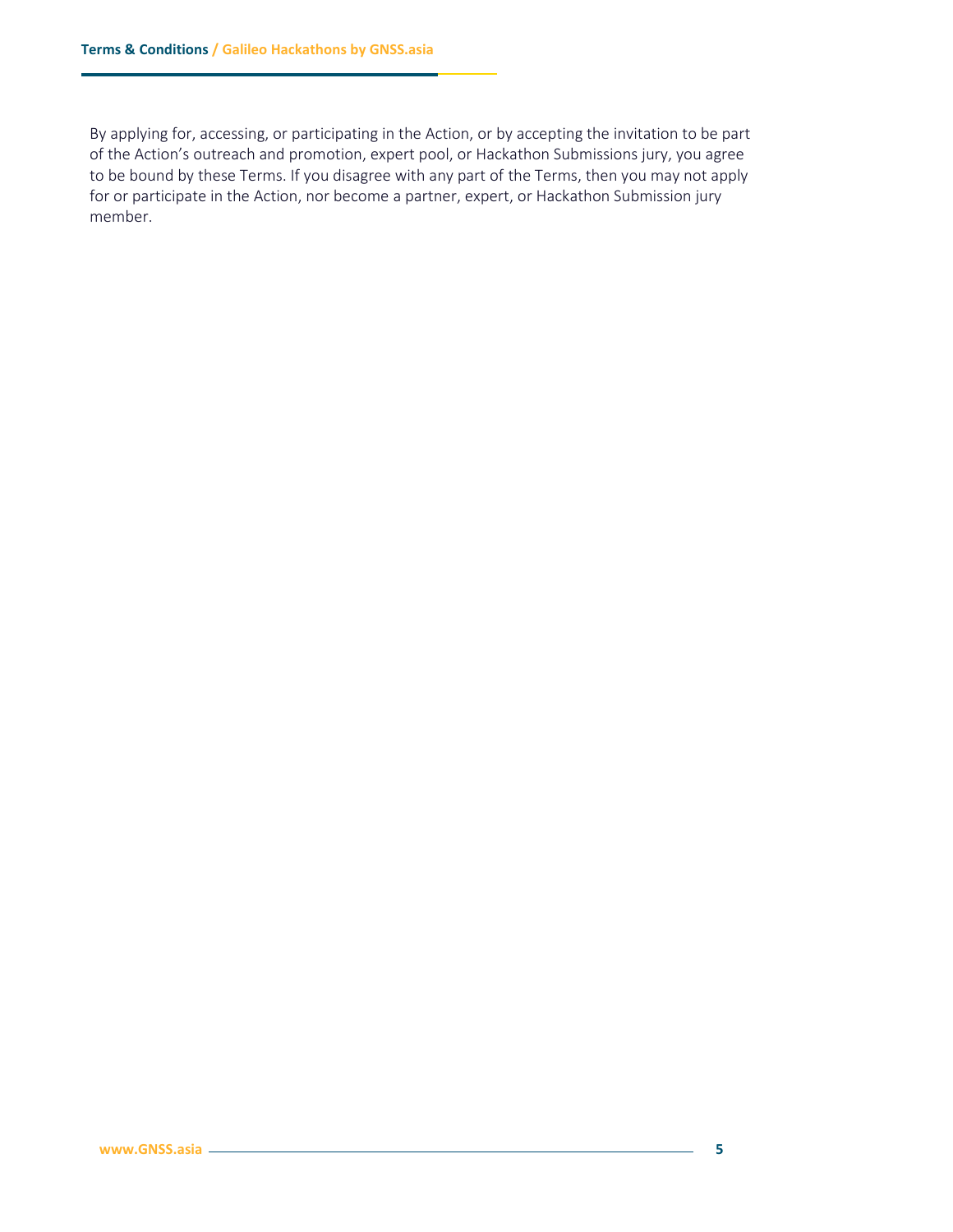By applying for, accessing, or participating in the Action, or by accepting the invitation to be part of the Action's outreach and promotion, expert pool, or Hackathon Submissions jury, you agree to be bound by these Terms. If you disagree with any part of the Terms, then you may not apply for or participate in the Action, nor become a partner, expert, or Hackathon Submission jury member.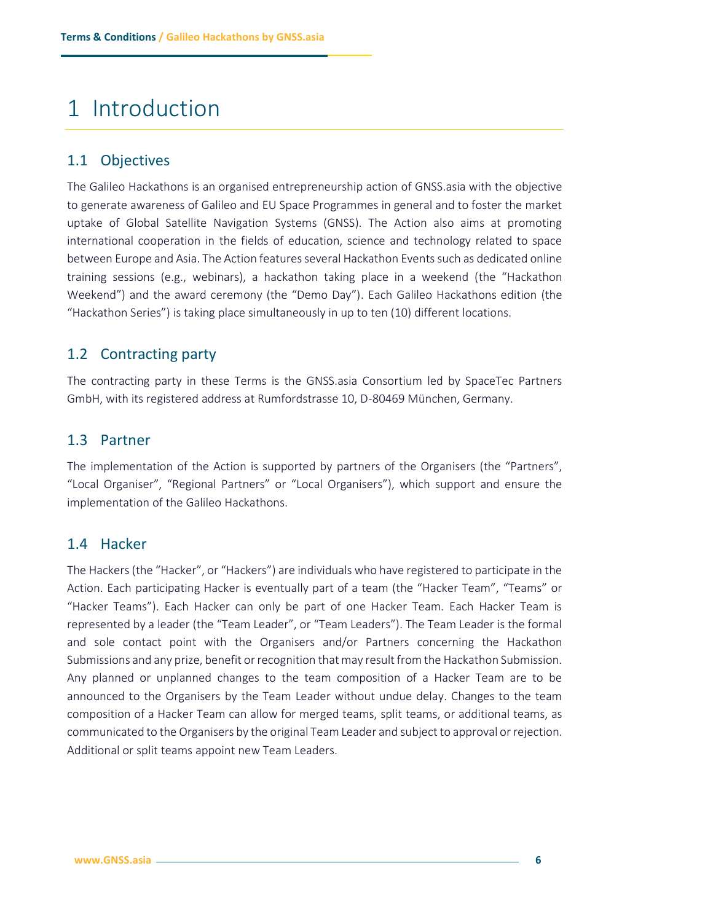# 1 Introduction

## 1.1 Objectives

The Galileo Hackathons is an organised entrepreneurship action of GNSS.asia with the objective to generate awareness of Galileo and EU Space Programmes in general and to foster the market uptake of Global Satellite Navigation Systems (GNSS). The Action also aims at promoting international cooperation in the fields of education, science and technology related to space between Europe and Asia. The Action features several Hackathon Events such as dedicated online training sessions (e.g., webinars), a hackathon taking place in a weekend (the "Hackathon Weekend") and the award ceremony (the "Demo Day"). Each Galileo Hackathons edition (the "Hackathon Series") is taking place simultaneously in up to ten (10) different locations.

## 1.2 Contracting party

The contracting party in these Terms is the GNSS.asia Consortium led by SpaceTec Partners GmbH, with its registered address at Rumfordstrasse 10, D-80469 München, Germany.

## 1.3 Partner

The implementation of the Action is supported by partners of the Organisers (the "Partners", "Local Organiser", "Regional Partners" or "Local Organisers"), which support and ensure the implementation of the Galileo Hackathons.

## 1.4 Hacker

The Hackers (the "Hacker", or "Hackers") are individuals who have registered to participate in the Action. Each participating Hacker is eventually part of a team (the "Hacker Team", "Teams" or "Hacker Teams"). Each Hacker can only be part of one Hacker Team. Each Hacker Team is represented by a leader (the "Team Leader", or "Team Leaders"). The Team Leader is the formal and sole contact point with the Organisers and/or Partners concerning the Hackathon Submissions and any prize, benefit or recognition that may result from the Hackathon Submission. Any planned or unplanned changes to the team composition of a Hacker Team are to be announced to the Organisers by the Team Leader without undue delay. Changes to the team composition of a Hacker Team can allow for merged teams, split teams, or additional teams, as communicated to the Organisers by the original Team Leader and subject to approval or rejection. Additional or split teams appoint new Team Leaders.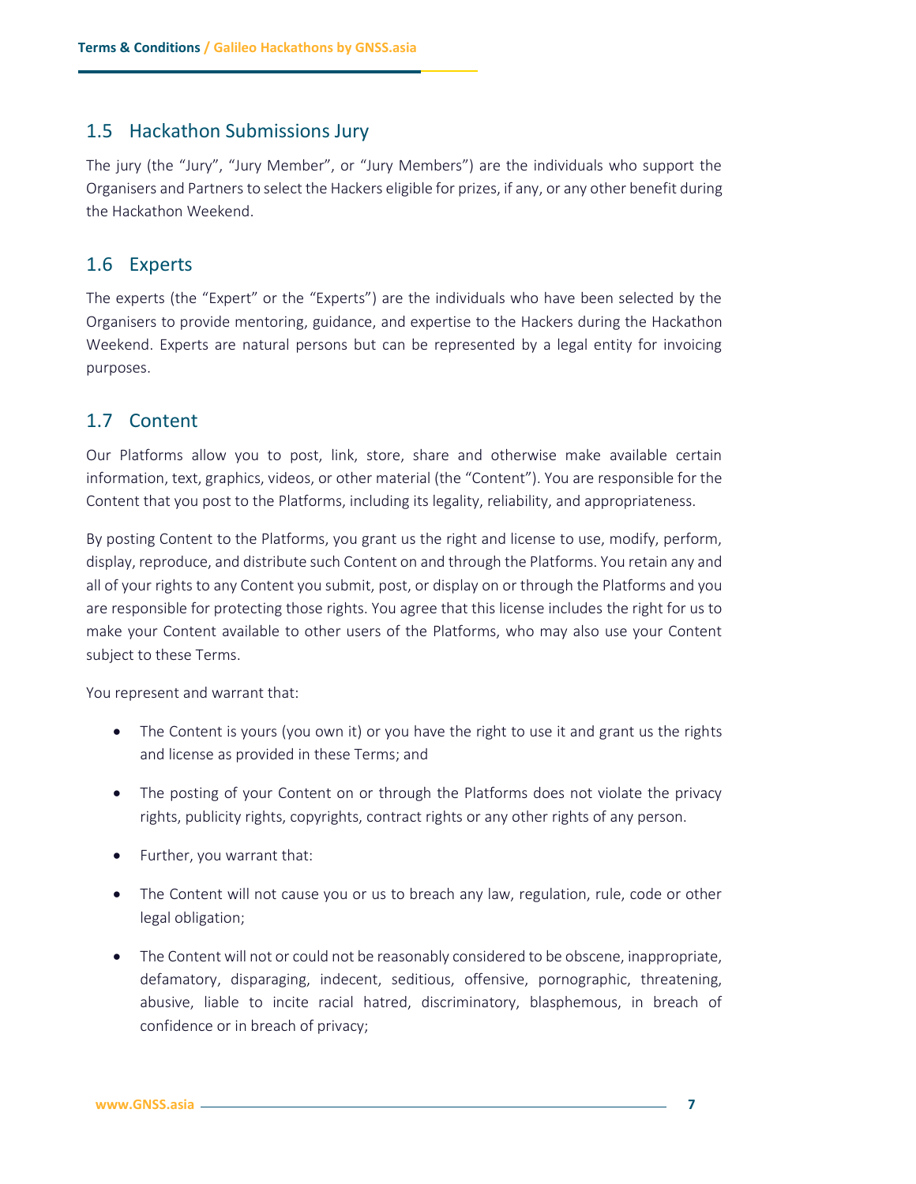## 1.5 Hackathon Submissions Jury

The jury (the "Jury", "Jury Member", or "Jury Members") are the individuals who support the Organisers and Partners to select the Hackers eligible for prizes, if any, or any other benefit during the Hackathon Weekend.

## 1.6 Experts

The experts (the "Expert" or the "Experts") are the individuals who have been selected by the Organisers to provide mentoring, guidance, and expertise to the Hackers during the Hackathon Weekend. Experts are natural persons but can be represented by a legal entity for invoicing purposes.

## 1.7 Content

Our Platforms allow you to post, link, store, share and otherwise make available certain information, text, graphics, videos, or other material (the "Content"). You are responsible for the Content that you post to the Platforms, including its legality, reliability, and appropriateness.

By posting Content to the Platforms, you grant us the right and license to use, modify, perform, display, reproduce, and distribute such Content on and through the Platforms. You retain any and all of your rights to any Content you submit, post, or display on or through the Platforms and you are responsible for protecting those rights. You agree that this license includes the right for us to make your Content available to other users of the Platforms, who may also use your Content subject to these Terms.

You represent and warrant that:

- The Content is yours (you own it) or you have the right to use it and grant us the rights and license as provided in these Terms; and
- The posting of your Content on or through the Platforms does not violate the privacy rights, publicity rights, copyrights, contract rights or any other rights of any person.
- Further, you warrant that:
- The Content will not cause you or us to breach any law, regulation, rule, code or other legal obligation;
- The Content will not or could not be reasonably considered to be obscene, inappropriate, defamatory, disparaging, indecent, seditious, offensive, pornographic, threatening, abusive, liable to incite racial hatred, discriminatory, blasphemous, in breach of confidence or in breach of privacy;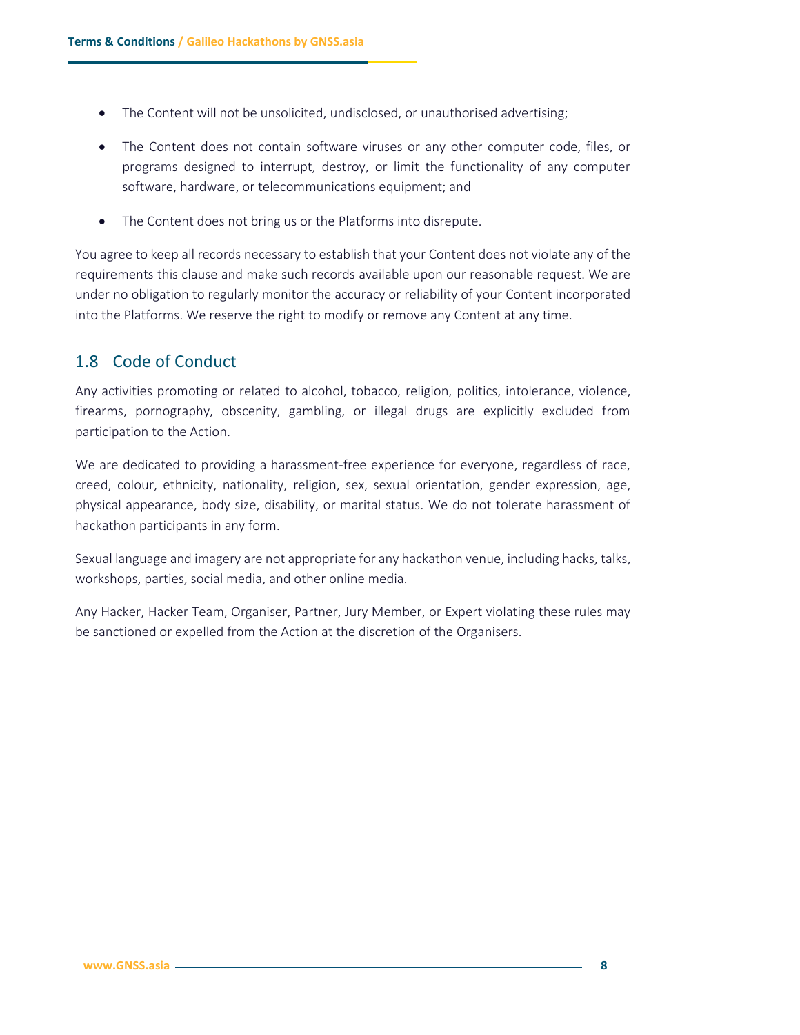- The Content will not be unsolicited, undisclosed, or unauthorised advertising;
- The Content does not contain software viruses or any other computer code, files, or programs designed to interrupt, destroy, or limit the functionality of any computer software, hardware, or telecommunications equipment; and
- The Content does not bring us or the Platforms into disrepute.

You agree to keep all records necessary to establish that your Content does not violate any of the requirements this clause and make such records available upon our reasonable request. We are under no obligation to regularly monitor the accuracy or reliability of your Content incorporated into the Platforms. We reserve the right to modify or remove any Content at any time.

## 1.8 Code of Conduct

Any activities promoting or related to alcohol, tobacco, religion, politics, intolerance, violence, firearms, pornography, obscenity, gambling, or illegal drugs are explicitly excluded from participation to the Action.

We are dedicated to providing a harassment-free experience for everyone, regardless of race, creed, colour, ethnicity, nationality, religion, sex, sexual orientation, gender expression, age, physical appearance, body size, disability, or marital status. We do not tolerate harassment of hackathon participants in any form.

Sexual language and imagery are not appropriate for any hackathon venue, including hacks, talks, workshops, parties, social media, and other online media.

Any Hacker, Hacker Team, Organiser, Partner, Jury Member, or Expert violating these rules may be sanctioned or expelled from the Action at the discretion of the Organisers.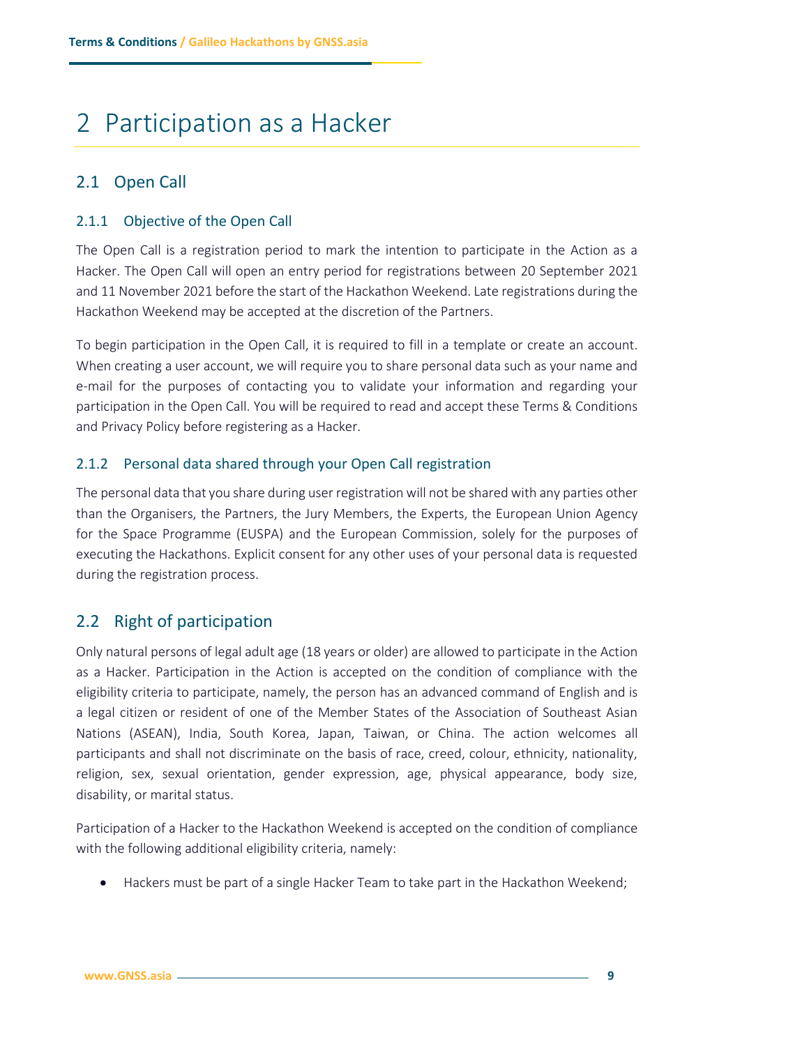# 2 Participation as a Hacker

## 2.1 Open Call

### 2.1.1 Objective of the Open Call

The Open Call is a registration period to mark the intention to participate in the Action as a Hacker. The Open Call will open an entry period for registrations between 20 September 2021 and 11 November 2021 before the start of the Hackathon Weekend. Late registrations during the Hackathon Weekend may be accepted at the discretion of the Partners.

To begin participation in the Open Call, it is required to fill in a template or create an account. When creating a user account, we will require you to share personal data such as your name and e-mail for the purposes of contacting you to validate your information and regarding your participation in the Open Call. You will be required to read and accept these Terms & Conditions and Privacy Policy before registering as a Hacker.

### 2.1.2 Personal data shared through your Open Call registration

The personal data that you share during user registration will not be shared with any parties other than the Organisers, the Partners, the Jury Members, the Experts, the European Union Agency for the Space Programme (EUSPA) and the European Commission, solely for the purposes of executing the Hackathons. Explicit consent for any other uses of your personal data is requested during the registration process.

## 2.2 Right of participation

Only natural persons of legal adult age (18 years or older) are allowed to participate in the Action as a Hacker. Participation in the Action is accepted on the condition of compliance with the eligibility criteria to participate, namely, the person has an advanced command of English and is a legal citizen or resident of one of the Member States of the Association of Southeast Asian Nations (ASEAN), India, South Korea, Japan, Taiwan, or China. The action welcomes all participants and shall not discriminate on the basis of race, creed, colour, ethnicity, nationality, religion, sex, sexual orientation, gender expression, age, physical appearance, body size, disability, or marital status.

Participation of a Hacker to the Hackathon Weekend is accepted on the condition of compliance with the following additional eligibility criteria, namely:

- Hackers must be part of a single Hacker Team to take part in the Hackathon Weekend;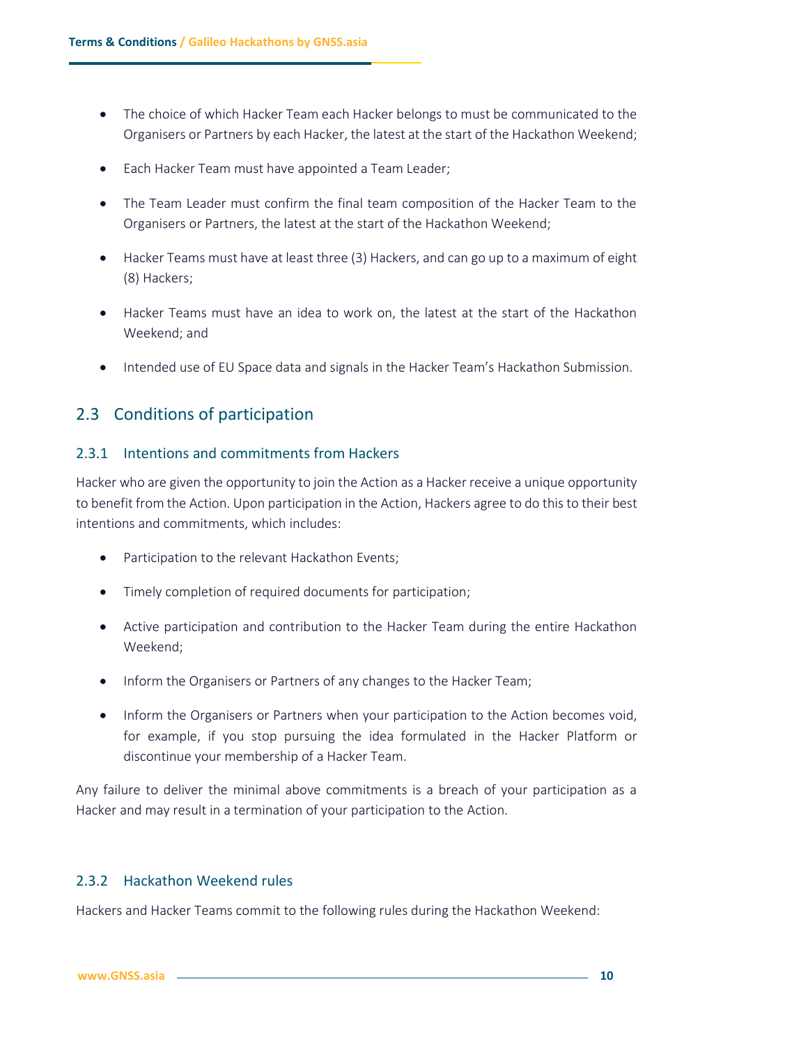- The choice of which Hacker Team each Hacker belongs to must be communicated to the Organisers or Partners by each Hacker, the latest at the start of the Hackathon Weekend;
- Each Hacker Team must have appointed a Team Leader;
- The Team Leader must confirm the final team composition of the Hacker Team to the Organisers or Partners, the latest at the start of the Hackathon Weekend;
- Hacker Teams must have at least three (3) Hackers, and can go up to a maximum of eight (8) Hackers;
- Hacker Teams must have an idea to work on, the latest at the start of the Hackathon Weekend; and
- Intended use of EU Space data and signals in the Hacker Team's Hackathon Submission.

## 2.3 Conditions of participation

### 2.3.1 Intentions and commitments from Hackers

Hacker who are given the opportunity to join the Action as a Hacker receive a unique opportunity to benefit from the Action. Upon participation in the Action, Hackers agree to do this to their best intentions and commitments, which includes:

- Participation to the relevant Hackathon Events;
- Timely completion of required documents for participation;
- Active participation and contribution to the Hacker Team during the entire Hackathon Weekend;
- Inform the Organisers or Partners of any changes to the Hacker Team;
- Inform the Organisers or Partners when your participation to the Action becomes void, for example, if you stop pursuing the idea formulated in the Hacker Platform or discontinue your membership of a Hacker Team.

Any failure to deliver the minimal above commitments is a breach of your participation as a Hacker and may result in a termination of your participation to the Action.

### 2.3.2 Hackathon Weekend rules

Hackers and Hacker Teams commit to the following rules during the Hackathon Weekend: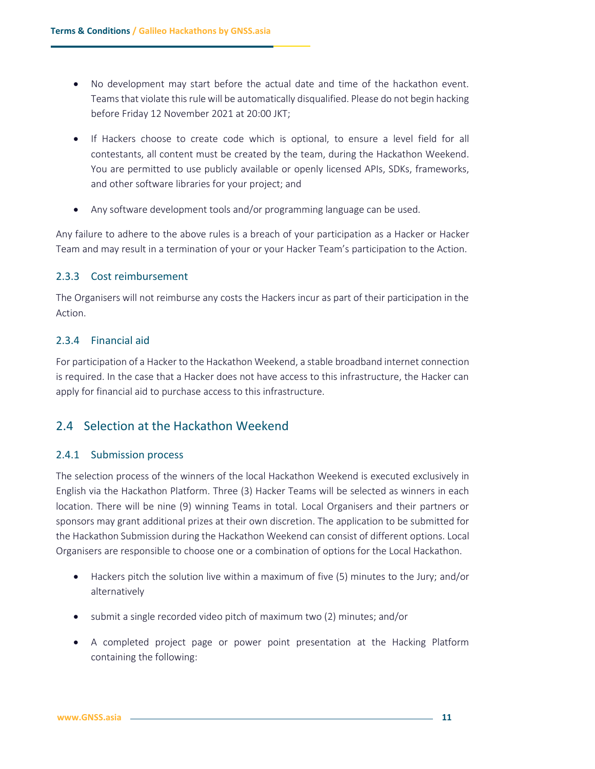- No development may start before the actual date and time of the hackathon event. Teams that violate this rule will be automatically disqualified. Please do not begin hacking before Friday 12 November 2021 at 20:00 JKT;
- If Hackers choose to create code which is optional, to ensure a level field for all contestants, all content must be created by the team, during the Hackathon Weekend. You are permitted to use publicly available or openly licensed APIs, SDKs, frameworks, and other software libraries for your project; and
- Any software development tools and/or programming language can be used.

Any failure to adhere to the above rules is a breach of your participation as a Hacker or Hacker Team and may result in a termination of your or your Hacker Team's participation to the Action.

### 2.3.3 Cost reimbursement

The Organisers will not reimburse any costs the Hackers incur as part of their participation in the Action.

### 2.3.4 Financial aid

For participation of a Hacker to the Hackathon Weekend, a stable broadband internet connection is required. In the case that a Hacker does not have access to this infrastructure, the Hacker can apply for financial aid to purchase access to this infrastructure.

## 2.4 Selection at the Hackathon Weekend

### 2.4.1 Submission process

The selection process of the winners of the local Hackathon Weekend is executed exclusively in English via the Hackathon Platform. Three (3) Hacker Teams will be selected as winners in each location. There will be nine (9) winning Teams in total. Local Organisers and their partners or sponsors may grant additional prizes at their own discretion. The application to be submitted for the Hackathon Submission during the Hackathon Weekend can consist of different options. Local Organisers are responsible to choose one or a combination of options for the Local Hackathon.

- Hackers pitch the solution live within a maximum of five (5) minutes to the Jury; and/or alternatively
- submit a single recorded video pitch of maximum two (2) minutes; and/or
- A completed project page or power point presentation at the Hacking Platform containing the following: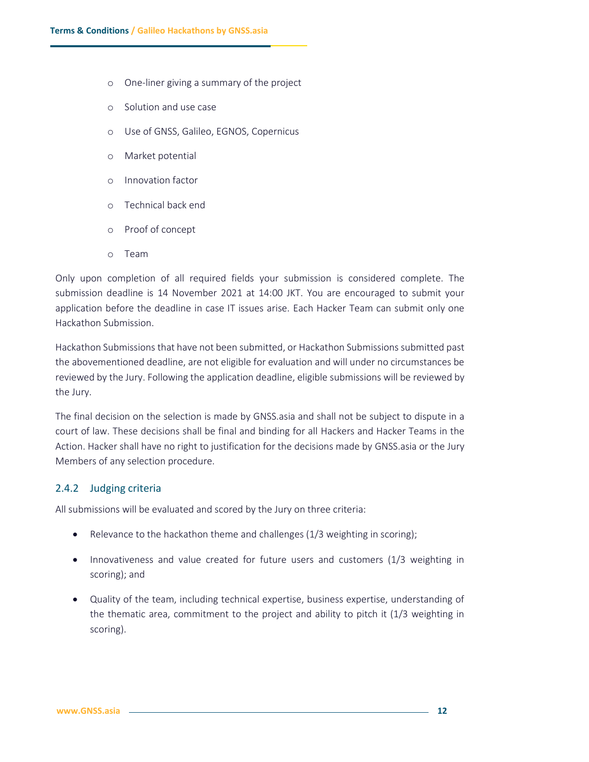- One-liner giving a summary of the project
- Solution and use case
- Use of GNSS, Galileo, EGNOS, Copernicus
- Market potential
- Innovation factor
- Technical back end
- Proof of concept
- Team

Only upon completion of all required fields your submission is considered complete. The submission deadline is 14 November 2021 at 14:00 JKT. You are encouraged to submit your application before the deadline in case IT issues arise. Each Hacker Team can submit only one Hackathon Submission.

Hackathon Submissions that have not been submitted, or Hackathon Submissions submitted past the abovementioned deadline, are not eligible for evaluation and will under no circumstances be reviewed by the Jury. Following the application deadline, eligible submissions will be reviewed by the Jury.

The final decision on the selection is made by GNSS.asia and shall not be subject to dispute in a court of law. These decisions shall be final and binding for all Hackers and Hacker Teams in the Action. Hacker shall have no right to justification for the decisions made by GNSS.asia or the Jury Members of any selection procedure.

### 2.4.2 Judging criteria

All submissions will be evaluated and scored by the Jury on three criteria:

- Relevance to the hackathon theme and challenges (1/3 weighting in scoring);
- Innovativeness and value created for future users and customers (1/3 weighting in scoring); and
- Quality of the team, including technical expertise, business expertise, understanding of the thematic area, commitment to the project and ability to pitch it (1/3 weighting in scoring).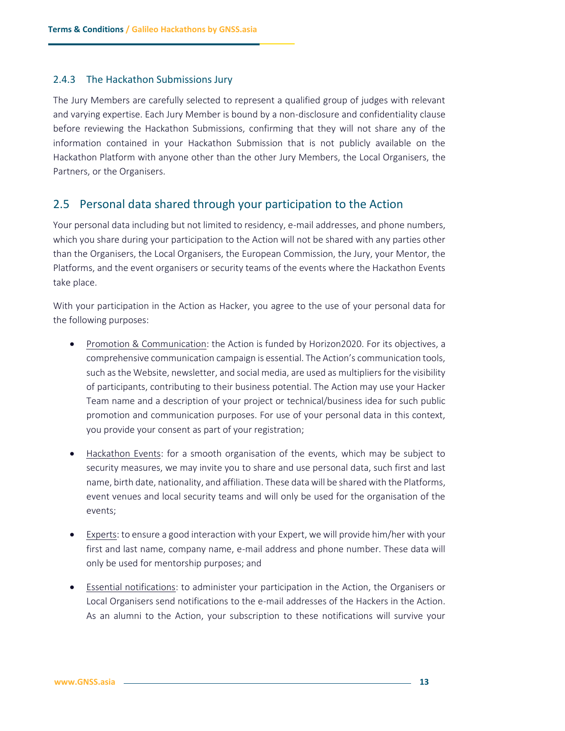### 2.4.3 The Hackathon Submissions Jury

The Jury Members are carefully selected to represent a qualified group of judges with relevant and varying expertise. Each Jury Member is bound by a non-disclosure and confidentiality clause before reviewing the Hackathon Submissions, confirming that they will not share any of the information contained in your Hackathon Submission that is not publicly available on the Hackathon Platform with anyone other than the other Jury Members, the Local Organisers, the Partners, or the Organisers.

## 2.5 Personal data shared through your participation to the Action

Your personal data including but not limited to residency, e-mail addresses, and phone numbers, which you share during your participation to the Action will not be shared with any parties other than the Organisers, the Local Organisers, the European Commission, the Jury, your Mentor, the Platforms, and the event organisers or security teams of the events where the Hackathon Events take place.

With your participation in the Action as Hacker, you agree to the use of your personal data for the following purposes:

- Promotion & Communication: the Action is funded by Horizon2020. For its objectives, a comprehensive communication campaign is essential. The Action's communication tools, such as the Website, newsletter, and social media, are used as multipliers for the visibility of participants, contributing to their business potential. The Action may use your Hacker Team name and a description of your project or technical/business idea for such public promotion and communication purposes. For use of your personal data in this context, you provide your consent as part of your registration;
- Hackathon Events: for a smooth organisation of the events, which may be subject to security measures, we may invite you to share and use personal data, such first and last name, birth date, nationality, and affiliation. These data will be shared with the Platforms, event venues and local security teams and will only be used for the organisation of the events;
- Experts: to ensure a good interaction with your Expert, we will provide him/her with your first and last name, company name, e-mail address and phone number. These data will only be used for mentorship purposes; and
- Essential notifications: to administer your participation in the Action, the Organisers or Local Organisers send notifications to the e-mail addresses of the Hackers in the Action. As an alumni to the Action, your subscription to these notifications will survive your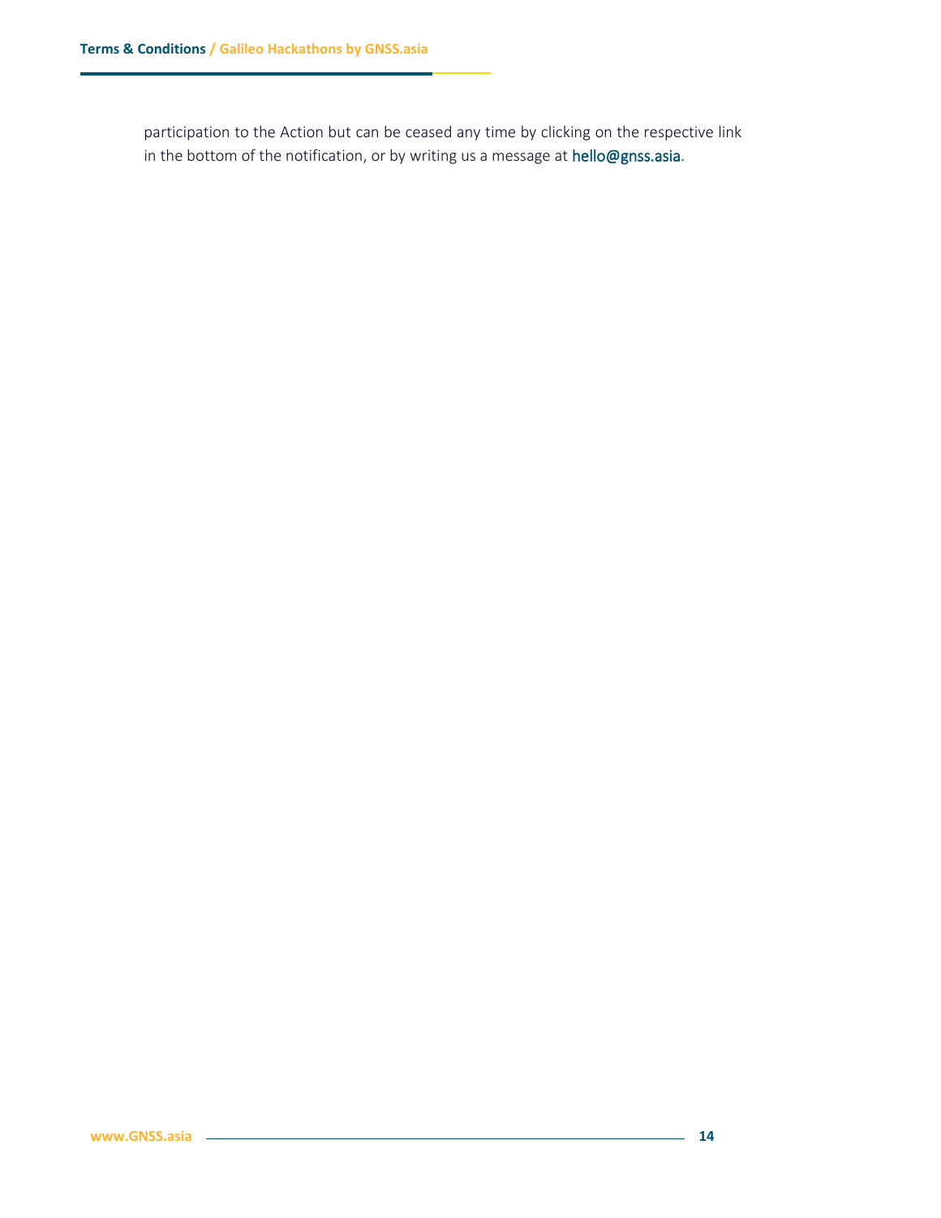participation to the Action but can be ceased any time by clicking on the respective link in the bottom of the notification, or by writing us a message at hello@gnss.asia.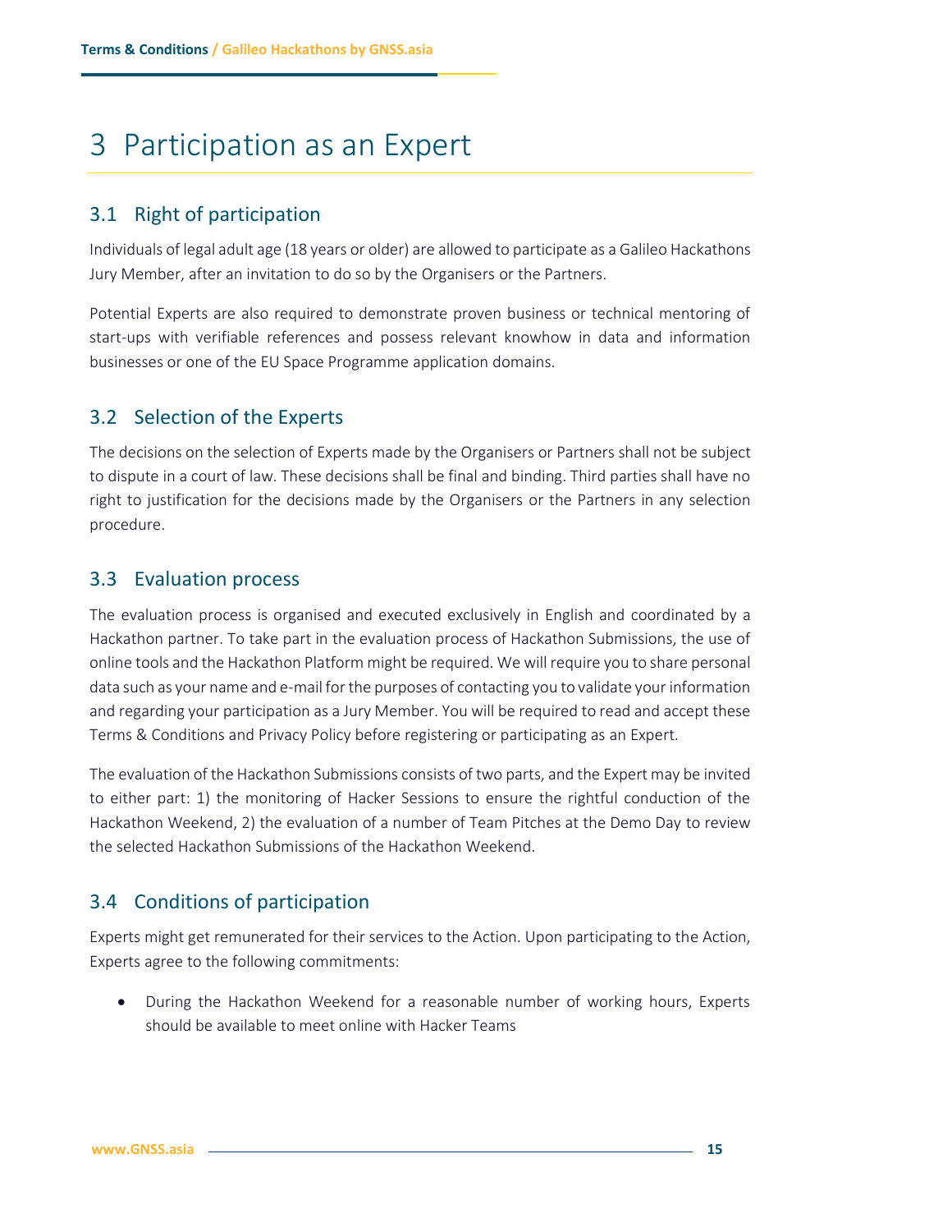# 3 Participation as an Expert

## 3.1 Right of participation

Individuals of legal adult age (18 years or older) are allowed to participate as a Galileo Hackathons Jury Member, after an invitation to do so by the Organisers or the Partners.

Potential Experts are also required to demonstrate proven business or technical mentoring of start-ups with verifiable references and possess relevant knowhow in data and information businesses or one of the EU Space Programme application domains.

## 3.2 Selection of the Experts

The decisions on the selection of Experts made by the Organisers or Partners shall not be subject to dispute in a court of law. These decisions shall be final and binding. Third parties shall have no right to justification for the decisions made by the Organisers or the Partners in any selection procedure.

## 3.3 Evaluation process

The evaluation process is organised and executed exclusively in English and coordinated by a Hackathon partner. To take part in the evaluation process of Hackathon Submissions, the use of online tools and the Hackathon Platform might be required. We will require you to share personal data such as your name and e-mail for the purposes of contacting you to validate your information and regarding your participation as a Jury Member. You will be required to read and accept these Terms & Conditions and Privacy Policy before registering or participating as an Expert.

The evaluation of the Hackathon Submissions consists of two parts, and the Expert may be invited to either part: 1) the monitoring of Hacker Sessions to ensure the rightful conduction of the Hackathon Weekend, 2) the evaluation of a number of Team Pitches at the Demo Day to review the selected Hackathon Submissions of the Hackathon Weekend.

## 3.4 Conditions of participation

Experts might get remunerated for their services to the Action. Upon participating to the Action, Experts agree to the following commitments:

- During the Hackathon Weekend for a reasonable number of working hours, Experts should be available to meet online with Hacker Teams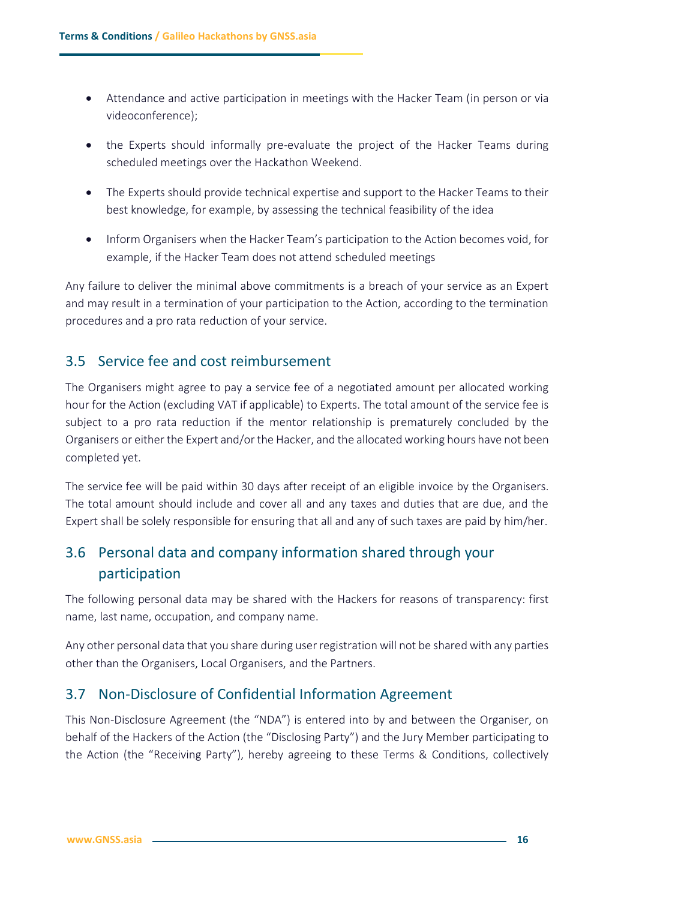- Attendance and active participation in meetings with the Hacker Team (in person or via videoconference);
- the Experts should informally pre-evaluate the project of the Hacker Teams during scheduled meetings over the Hackathon Weekend.
- The Experts should provide technical expertise and support to the Hacker Teams to their best knowledge, for example, by assessing the technical feasibility of the idea
- Inform Organisers when the Hacker Team's participation to the Action becomes void, for example, if the Hacker Team does not attend scheduled meetings

Any failure to deliver the minimal above commitments is a breach of your service as an Expert and may result in a termination of your participation to the Action, according to the termination procedures and a pro rata reduction of your service.

## 3.5 Service fee and cost reimbursement

The Organisers might agree to pay a service fee of a negotiated amount per allocated working hour for the Action (excluding VAT if applicable) to Experts. The total amount of the service fee is subject to a pro rata reduction if the mentor relationship is prematurely concluded by the Organisers or either the Expert and/or the Hacker, and the allocated working hours have not been completed yet.

The service fee will be paid within 30 days after receipt of an eligible invoice by the Organisers. The total amount should include and cover all and any taxes and duties that are due, and the Expert shall be solely responsible for ensuring that all and any of such taxes are paid by him/her.

## 3.6 Personal data and company information shared through your participation

The following personal data may be shared with the Hackers for reasons of transparency: first name, last name, occupation, and company name.

Any other personal data that you share during user registration will not be shared with any parties other than the Organisers, Local Organisers, and the Partners.

## 3.7 Non-Disclosure of Confidential Information Agreement

This Non-Disclosure Agreement (the "NDA") is entered into by and between the Organiser, on behalf of the Hackers of the Action (the "Disclosing Party") and the Jury Member participating to the Action (the "Receiving Party"), hereby agreeing to these Terms & Conditions, collectively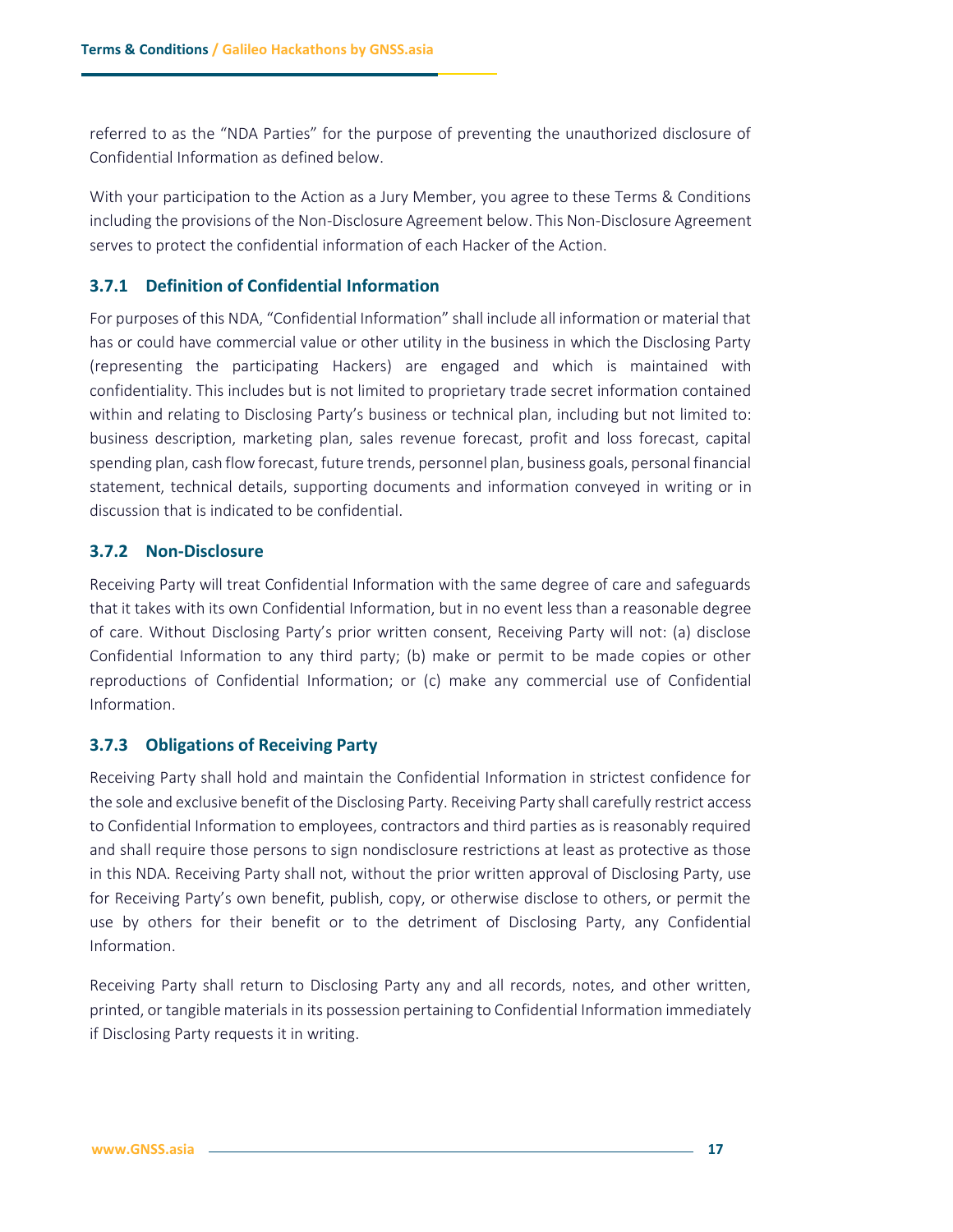referred to as the "NDA Parties" for the purpose of preventing the unauthorized disclosure of Confidential Information as defined below.

With your participation to the Action as a Jury Member, you agree to these Terms & Conditions including the provisions of the Non-Disclosure Agreement below. This Non-Disclosure Agreement serves to protect the confidential information of each Hacker of the Action.

### 3.7.1 Definition of Confidential Information

For purposes of this NDA, "Confidential Information" shall include all information or material that has or could have commercial value or other utility in the business in which the Disclosing Party (representing the participating Hackers) are engaged and which is maintained with confidentiality. This includes but is not limited to proprietary trade secret information contained within and relating to Disclosing Party's business or technical plan, including but not limited to: business description, marketing plan, sales revenue forecast, profit and loss forecast, capital spending plan, cash flow forecast, future trends, personnel plan, business goals, personal financial statement, technical details, supporting documents and information conveyed in writing or in discussion that is indicated to be confidential.

### 3.7.2 Non-Disclosure

Receiving Party will treat Confidential Information with the same degree of care and safeguards that it takes with its own Confidential Information, but in no event less than a reasonable degree of care. Without Disclosing Party's prior written consent, Receiving Party will not: (a) disclose Confidential Information to any third party; (b) make or permit to be made copies or other reproductions of Confidential Information; or (c) make any commercial use of Confidential Information.

### 3.7.3 Obligations of Receiving Party

Receiving Party shall hold and maintain the Confidential Information in strictest confidence for the sole and exclusive benefit of the Disclosing Party. Receiving Party shall carefully restrict access to Confidential Information to employees, contractors and third parties as is reasonably required and shall require those persons to sign nondisclosure restrictions at least as protective as those in this NDA. Receiving Party shall not, without the prior written approval of Disclosing Party, use for Receiving Party's own benefit, publish, copy, or otherwise disclose to others, or permit the use by others for their benefit or to the detriment of Disclosing Party, any Confidential Information.

Receiving Party shall return to Disclosing Party any and all records, notes, and other written, printed, or tangible materials in its possession pertaining to Confidential Information immediately if Disclosing Party requests it in writing.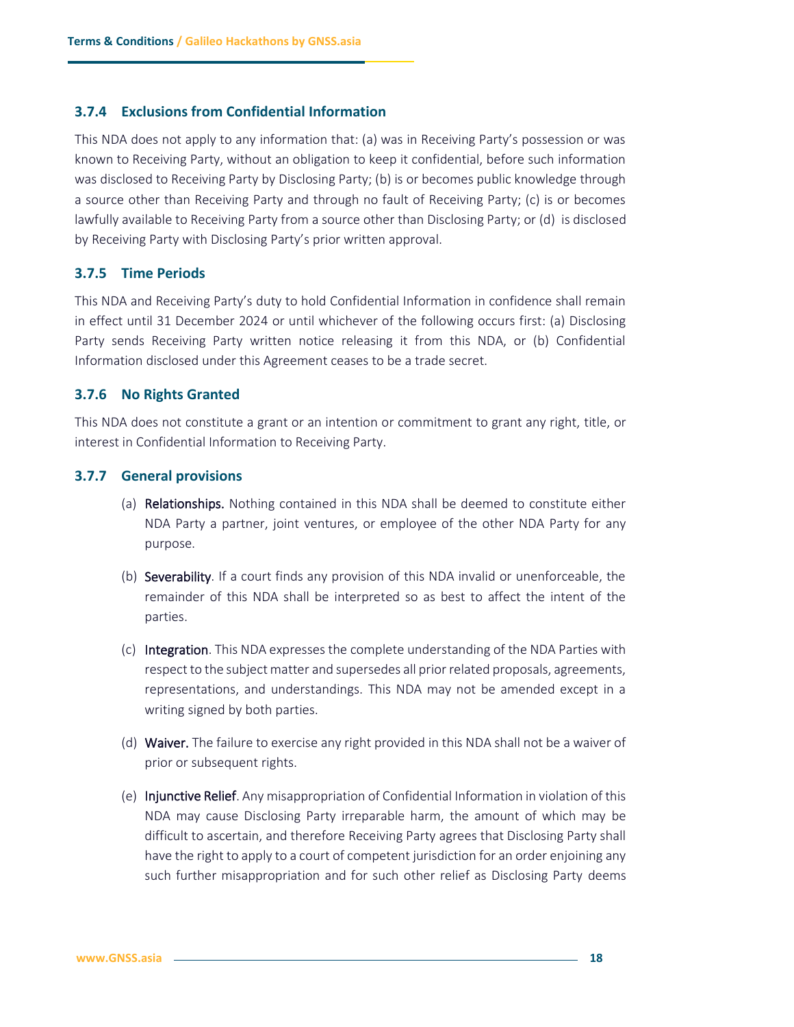### 3.7.4 Exclusions from Confidential Information

This NDA does not apply to any information that: (a) was in Receiving Party's possession or was known to Receiving Party, without an obligation to keep it confidential, before such information was disclosed to Receiving Party by Disclosing Party; (b) is or becomes public knowledge through a source other than Receiving Party and through no fault of Receiving Party; (c) is or becomes lawfully available to Receiving Party from a source other than Disclosing Party; or (d) is disclosed by Receiving Party with Disclosing Party's prior written approval.

### 3.7.5 Time Periods

This NDA and Receiving Party's duty to hold Confidential Information in confidence shall remain in effect until 31 December 2024 or until whichever of the following occurs first: (a) Disclosing Party sends Receiving Party written notice releasing it from this NDA, or (b) Confidential Information disclosed under this Agreement ceases to be a trade secret.

### 3.7.6 No Rights Granted

This NDA does not constitute a grant or an intention or commitment to grant any right, title, or interest in Confidential Information to Receiving Party.

### 3.7.7 General provisions

(a) **Relationships.** Nothing contained in this NDA shall be deemed to constitute either NDA Party a partner, joint ventures, or employee of the other NDA Party for any purpose.

(b) **Severability**. If a court finds any provision of this NDA invalid or unenforceable, the remainder of this NDA shall be interpreted so as best to affect the intent of the parties.

(c) **Integration**. This NDA expresses the complete understanding of the NDA Parties with respect to the subject matter and supersedes all prior related proposals, agreements, representations, and understandings. This NDA may not be amended except in a writing signed by both parties.

(d) **Waiver.** The failure to exercise any right provided in this NDA shall not be a waiver of prior or subsequent rights.

(e) **Injunctive Relief**. Any misappropriation of Confidential Information in violation of this NDA may cause Disclosing Party irreparable harm, the amount of which may be difficult to ascertain, and therefore Receiving Party agrees that Disclosing Party shall have the right to apply to a court of competent jurisdiction for an order enjoining any such further misappropriation and for such other relief as Disclosing Party deems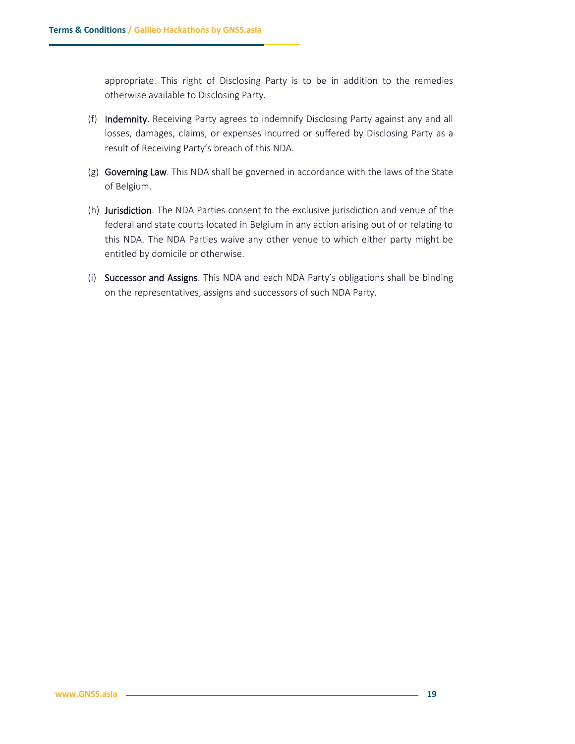appropriate. This right of Disclosing Party is to be in addition to the remedies otherwise available to Disclosing Party.

(f) **Indemnity**. Receiving Party agrees to indemnify Disclosing Party against any and all losses, damages, claims, or expenses incurred or suffered by Disclosing Party as a result of Receiving Party's breach of this NDA.

(g) **Governing Law**. This NDA shall be governed in accordance with the laws of the State of Belgium.

(h) **Jurisdiction**. The NDA Parties consent to the exclusive jurisdiction and venue of the federal and state courts located in Belgium in any action arising out of or relating to this NDA. The NDA Parties waive any other venue to which either party might be entitled by domicile or otherwise.

(i) **Successor and Assigns**. This NDA and each NDA Party's obligations shall be binding on the representatives, assigns and successors of such NDA Party.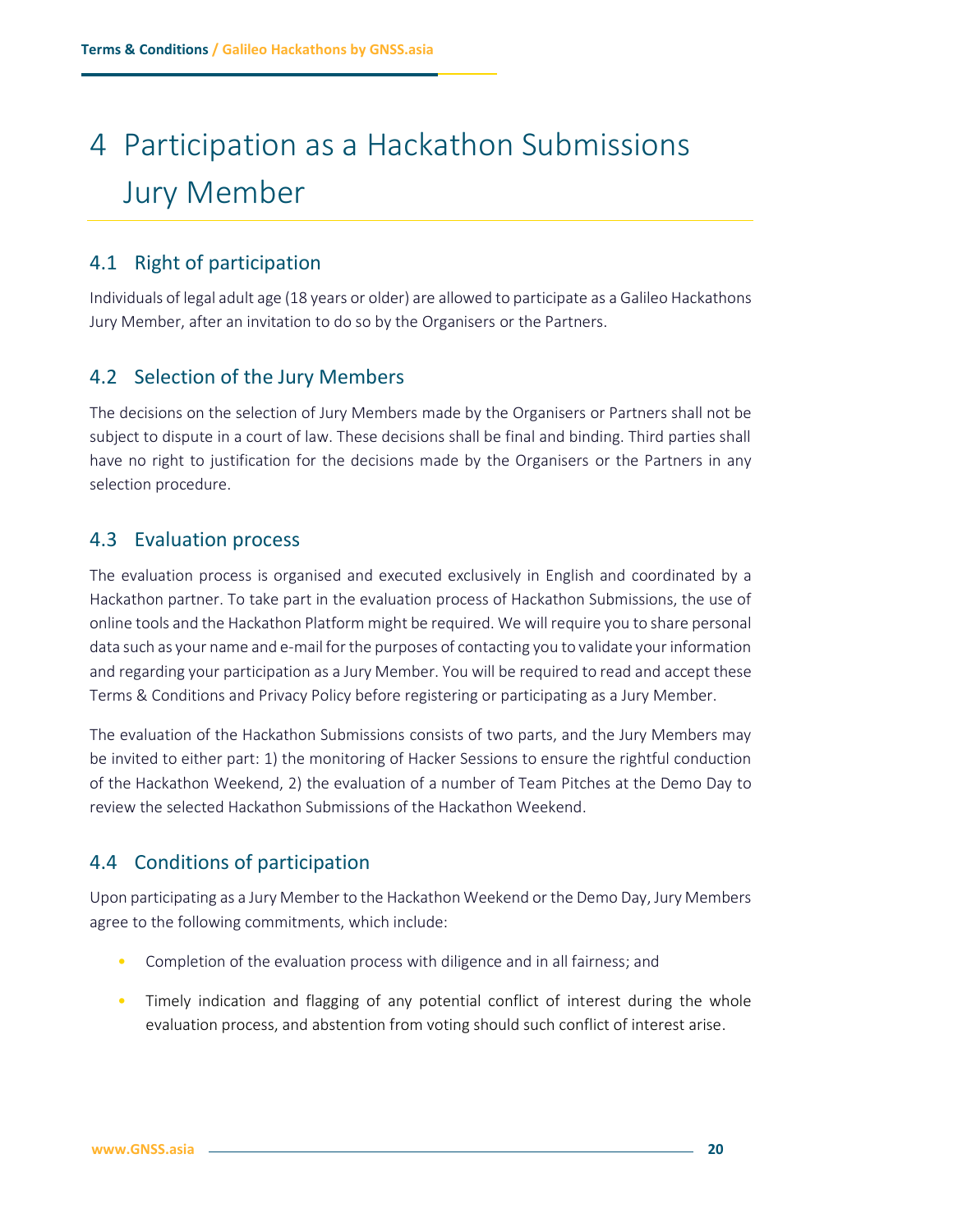# 4 Participation as a Hackathon Submissions Jury Member

## 4.1 Right of participation

Individuals of legal adult age (18 years or older) are allowed to participate as a Galileo Hackathons Jury Member, after an invitation to do so by the Organisers or the Partners.

## 4.2 Selection of the Jury Members

The decisions on the selection of Jury Members made by the Organisers or Partners shall not be subject to dispute in a court of law. These decisions shall be final and binding. Third parties shall have no right to justification for the decisions made by the Organisers or the Partners in any selection procedure.

## 4.3 Evaluation process

The evaluation process is organised and executed exclusively in English and coordinated by a Hackathon partner. To take part in the evaluation process of Hackathon Submissions, the use of online tools and the Hackathon Platform might be required. We will require you to share personal data such as your name and e-mail for the purposes of contacting you to validate your information and regarding your participation as a Jury Member. You will be required to read and accept these Terms & Conditions and Privacy Policy before registering or participating as a Jury Member.

The evaluation of the Hackathon Submissions consists of two parts, and the Jury Members may be invited to either part: 1) the monitoring of Hacker Sessions to ensure the rightful conduction of the Hackathon Weekend, 2) the evaluation of a number of Team Pitches at the Demo Day to review the selected Hackathon Submissions of the Hackathon Weekend.

## 4.4 Conditions of participation

Upon participating as a Jury Member to the Hackathon Weekend or the Demo Day, Jury Members agree to the following commitments, which include:

- Completion of the evaluation process with diligence and in all fairness; and
- Timely indication and flagging of any potential conflict of interest during the whole evaluation process, and abstention from voting should such conflict of interest arise.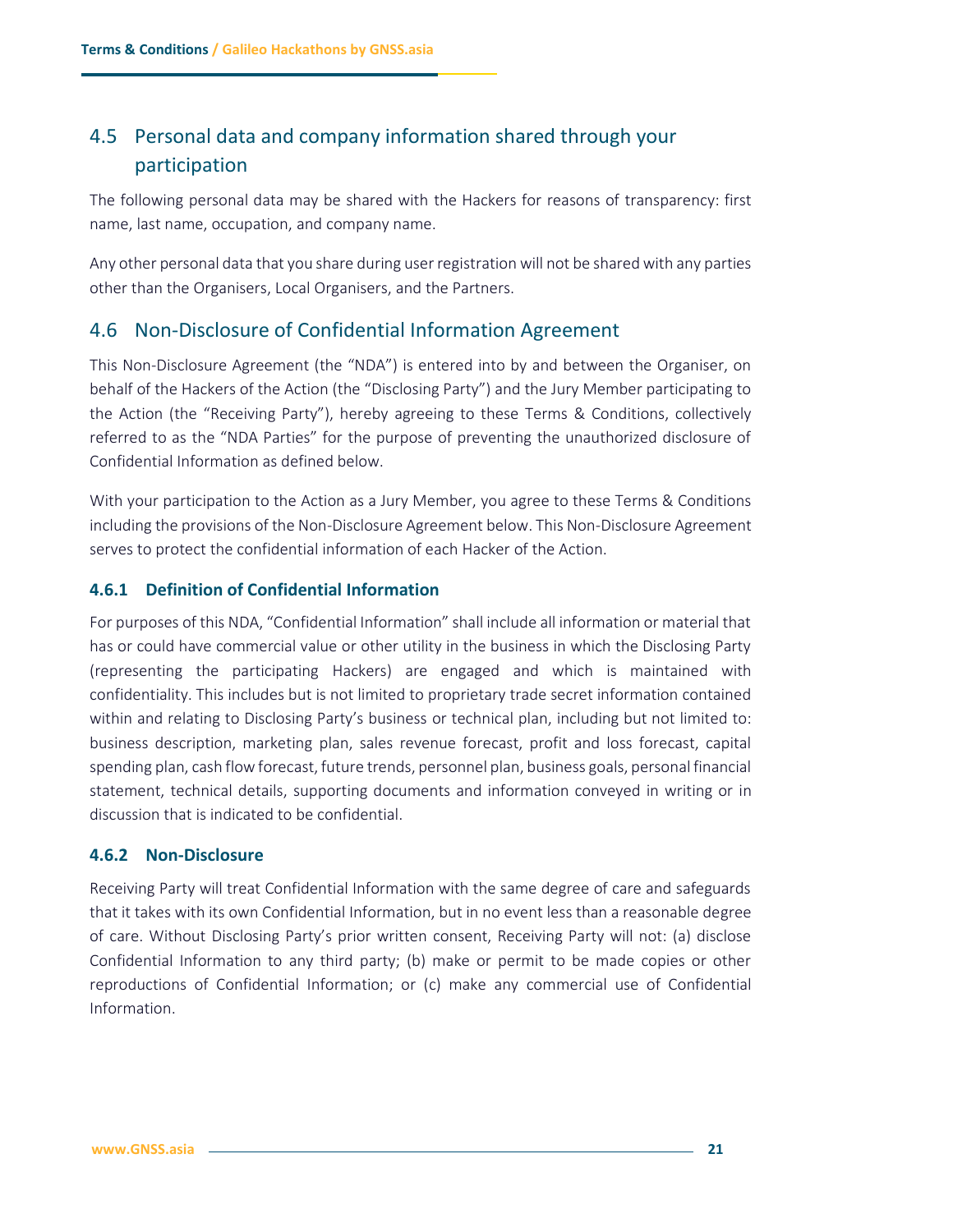## 4.5 Personal data and company information shared through your participation

The following personal data may be shared with the Hackers for reasons of transparency: first name, last name, occupation, and company name.

Any other personal data that you share during user registration will not be shared with any parties other than the Organisers, Local Organisers, and the Partners.

## 4.6 Non-Disclosure of Confidential Information Agreement

This Non-Disclosure Agreement (the "NDA") is entered into by and between the Organiser, on behalf of the Hackers of the Action (the "Disclosing Party") and the Jury Member participating to the Action (the "Receiving Party"), hereby agreeing to these Terms & Conditions, collectively referred to as the "NDA Parties" for the purpose of preventing the unauthorized disclosure of Confidential Information as defined below.

With your participation to the Action as a Jury Member, you agree to these Terms & Conditions including the provisions of the Non-Disclosure Agreement below. This Non-Disclosure Agreement serves to protect the confidential information of each Hacker of the Action.

### 4.6.1 Definition of Confidential Information

For purposes of this NDA, "Confidential Information" shall include all information or material that has or could have commercial value or other utility in the business in which the Disclosing Party (representing the participating Hackers) are engaged and which is maintained with confidentiality. This includes but is not limited to proprietary trade secret information contained within and relating to Disclosing Party's business or technical plan, including but not limited to: business description, marketing plan, sales revenue forecast, profit and loss forecast, capital spending plan, cash flow forecast, future trends, personnel plan, business goals, personal financial statement, technical details, supporting documents and information conveyed in writing or in discussion that is indicated to be confidential.

### 4.6.2 Non-Disclosure

Receiving Party will treat Confidential Information with the same degree of care and safeguards that it takes with its own Confidential Information, but in no event less than a reasonable degree of care. Without Disclosing Party's prior written consent, Receiving Party will not: (a) disclose Confidential Information to any third party; (b) make or permit to be made copies or other reproductions of Confidential Information; or (c) make any commercial use of Confidential Information.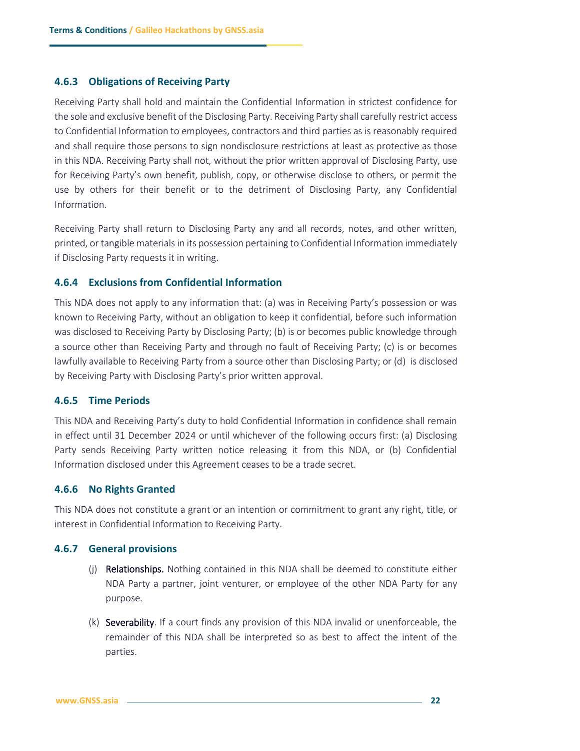#### 4.6.3 Obligations of Receiving Party

Receiving Party shall hold and maintain the Confidential Information in strictest confidence for the sole and exclusive benefit of the Disclosing Party. Receiving Party shall carefully restrict access to Confidential Information to employees, contractors and third parties as is reasonably required and shall require those persons to sign nondisclosure restrictions at least as protective as those in this NDA. Receiving Party shall not, without the prior written approval of Disclosing Party, use for Receiving Party's own benefit, publish, copy, or otherwise disclose to others, or permit the use by others for their benefit or to the detriment of Disclosing Party, any Confidential Information.

Receiving Party shall return to Disclosing Party any and all records, notes, and other written, printed, or tangible materials in its possession pertaining to Confidential Information immediately if Disclosing Party requests it in writing.

#### 4.6.4 Exclusions from Confidential Information

This NDA does not apply to any information that: (a) was in Receiving Party's possession or was known to Receiving Party, without an obligation to keep it confidential, before such information was disclosed to Receiving Party by Disclosing Party; (b) is or becomes public knowledge through a source other than Receiving Party and through no fault of Receiving Party; (c) is or becomes lawfully available to Receiving Party from a source other than Disclosing Party; or (d) is disclosed by Receiving Party with Disclosing Party's prior written approval.

#### 4.6.5 Time Periods

This NDA and Receiving Party's duty to hold Confidential Information in confidence shall remain in effect until 31 December 2024 or until whichever of the following occurs first: (a) Disclosing Party sends Receiving Party written notice releasing it from this NDA, or (b) Confidential Information disclosed under this Agreement ceases to be a trade secret.

#### 4.6.6 No Rights Granted

This NDA does not constitute a grant or an intention or commitment to grant any right, title, or interest in Confidential Information to Receiving Party.

#### 4.6.7 General provisions

(j) **Relationships.** Nothing contained in this NDA shall be deemed to constitute either NDA Party a partner, joint venturer, or employee of the other NDA Party for any purpose.

(k) **Severability**. If a court finds any provision of this NDA invalid or unenforceable, the remainder of this NDA shall be interpreted so as best to affect the intent of the parties.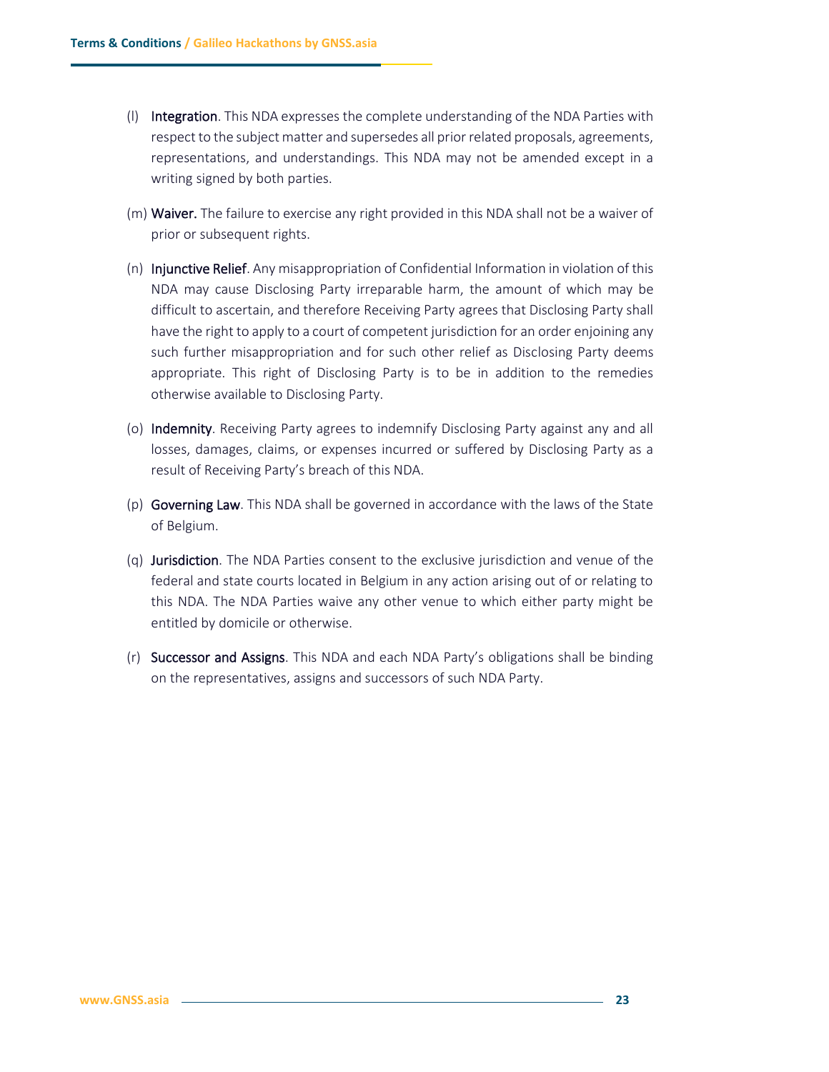(l) **Integration**. This NDA expresses the complete understanding of the NDA Parties with respect to the subject matter and supersedes all prior related proposals, agreements, representations, and understandings. This NDA may not be amended except in a writing signed by both parties.

(m) **Waiver.** The failure to exercise any right provided in this NDA shall not be a waiver of prior or subsequent rights.

(n) **Injunctive Relief**. Any misappropriation of Confidential Information in violation of this NDA may cause Disclosing Party irreparable harm, the amount of which may be difficult to ascertain, and therefore Receiving Party agrees that Disclosing Party shall have the right to apply to a court of competent jurisdiction for an order enjoining any such further misappropriation and for such other relief as Disclosing Party deems appropriate. This right of Disclosing Party is to be in addition to the remedies otherwise available to Disclosing Party.

(o) **Indemnity**. Receiving Party agrees to indemnify Disclosing Party against any and all losses, damages, claims, or expenses incurred or suffered by Disclosing Party as a result of Receiving Party's breach of this NDA.

(p) **Governing Law**. This NDA shall be governed in accordance with the laws of the State of Belgium.

(q) **Jurisdiction**. The NDA Parties consent to the exclusive jurisdiction and venue of the federal and state courts located in Belgium in any action arising out of or relating to this NDA. The NDA Parties waive any other venue to which either party might be entitled by domicile or otherwise.

(r) **Successor and Assigns**. This NDA and each NDA Party's obligations shall be binding on the representatives, assigns and successors of such NDA Party.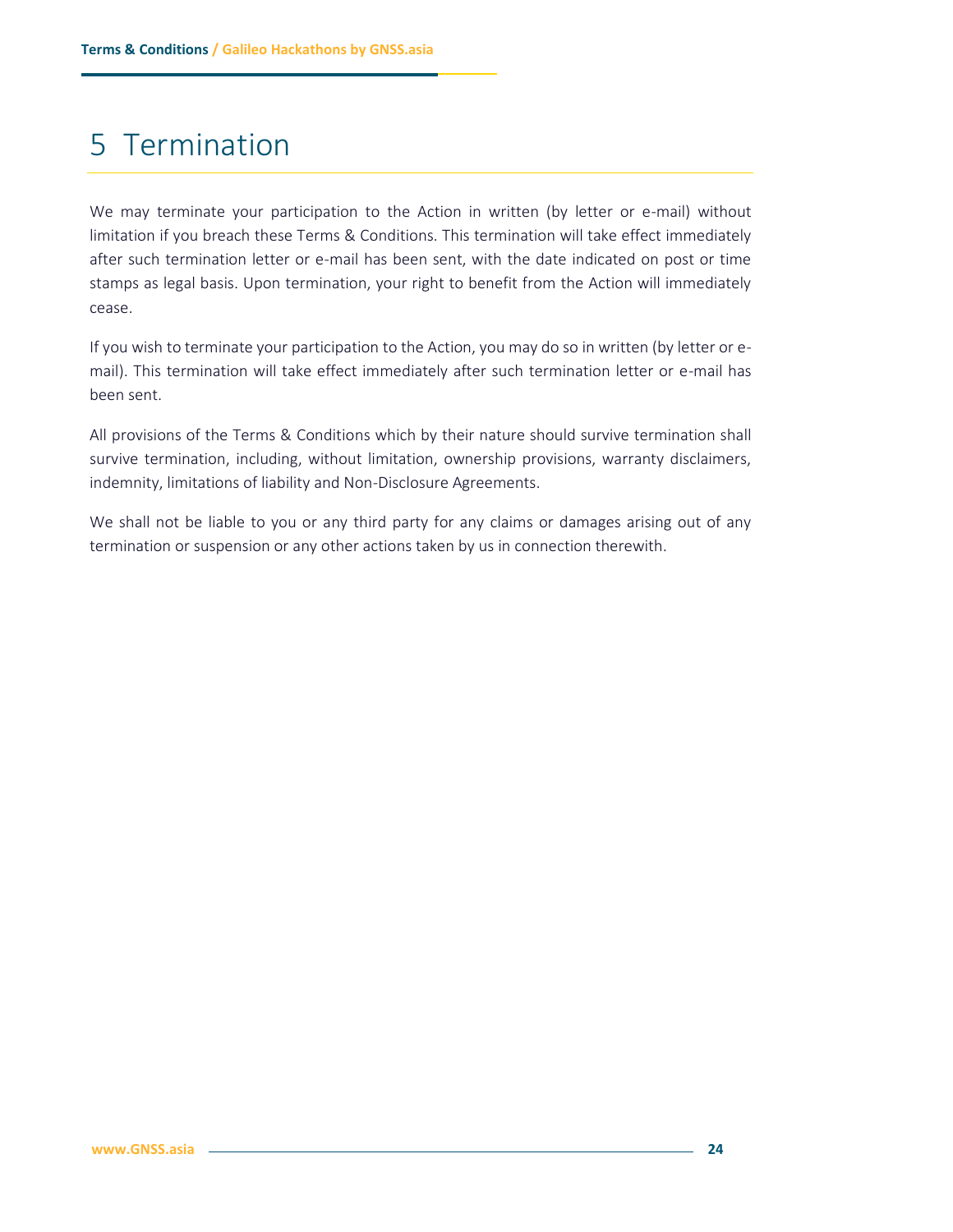# 5 Termination

We may terminate your participation to the Action in written (by letter or e-mail) without limitation if you breach these Terms & Conditions. This termination will take effect immediately after such termination letter or e-mail has been sent, with the date indicated on post or time stamps as legal basis. Upon termination, your right to benefit from the Action will immediately cease.

If you wish to terminate your participation to the Action, you may do so in written (by letter or e-mail). This termination will take effect immediately after such termination letter or e-mail has been sent.

All provisions of the Terms & Conditions which by their nature should survive termination shall survive termination, including, without limitation, ownership provisions, warranty disclaimers, indemnity, limitations of liability and Non-Disclosure Agreements.

We shall not be liable to you or any third party for any claims or damages arising out of any termination or suspension or any other actions taken by us in connection therewith.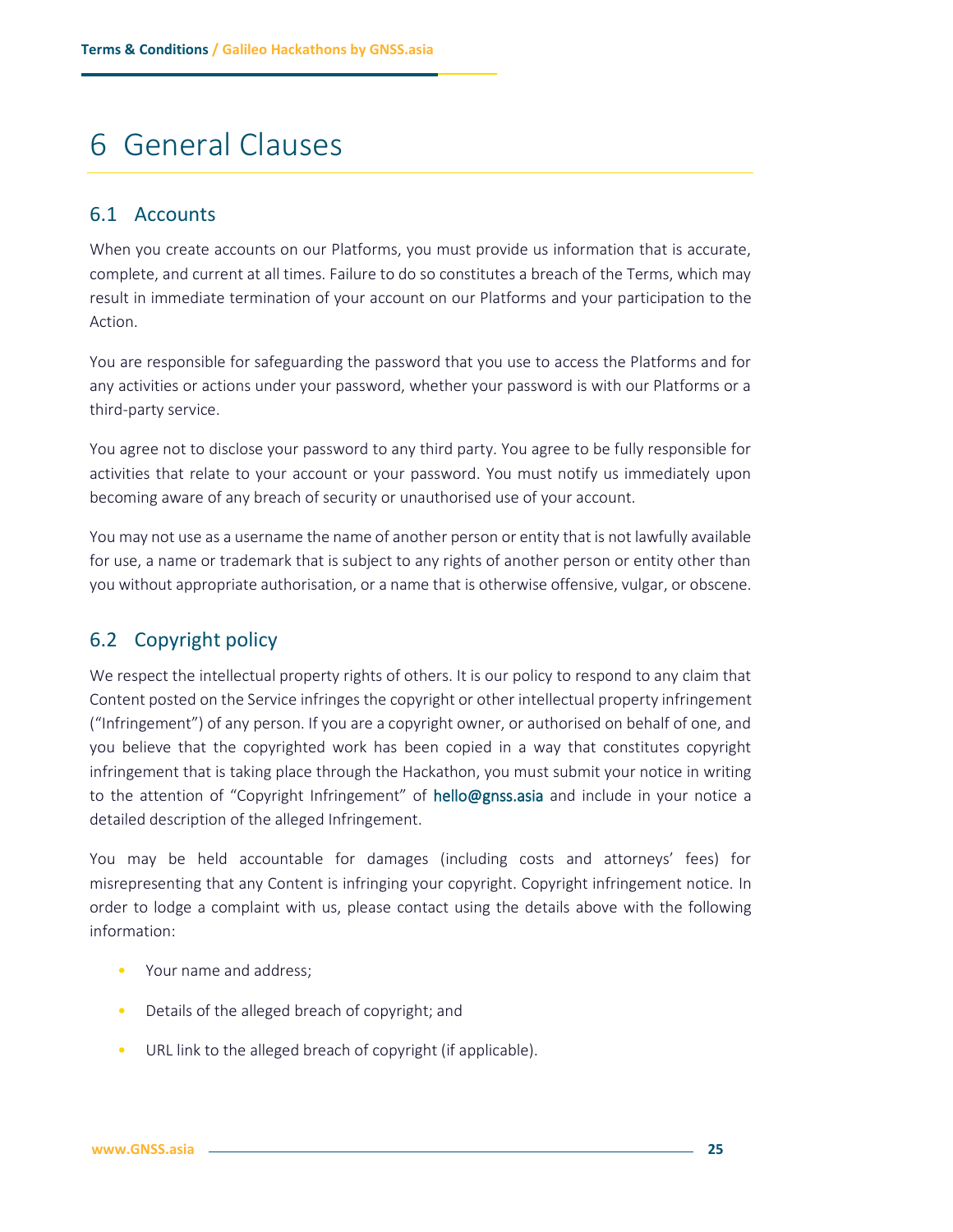# 6 General Clauses

## 6.1 Accounts

When you create accounts on our Platforms, you must provide us information that is accurate, complete, and current at all times. Failure to do so constitutes a breach of the Terms, which may result in immediate termination of your account on our Platforms and your participation to the Action.

You are responsible for safeguarding the password that you use to access the Platforms and for any activities or actions under your password, whether your password is with our Platforms or a third-party service.

You agree not to disclose your password to any third party. You agree to be fully responsible for activities that relate to your account or your password. You must notify us immediately upon becoming aware of any breach of security or unauthorised use of your account.

You may not use as a username the name of another person or entity that is not lawfully available for use, a name or trademark that is subject to any rights of another person or entity other than you without appropriate authorisation, or a name that is otherwise offensive, vulgar, or obscene.

## 6.2 Copyright policy

We respect the intellectual property rights of others. It is our policy to respond to any claim that Content posted on the Service infringes the copyright or other intellectual property infringement ("Infringement") of any person. If you are a copyright owner, or authorised on behalf of one, and you believe that the copyrighted work has been copied in a way that constitutes copyright infringement that is taking place through the Hackathon, you must submit your notice in writing to the attention of "Copyright Infringement" of hello@gnss.asia and include in your notice a detailed description of the alleged Infringement.

You may be held accountable for damages (including costs and attorneys' fees) for misrepresenting that any Content is infringing your copyright. Copyright infringement notice. In order to lodge a complaint with us, please contact using the details above with the following information:

- Your name and address;
- Details of the alleged breach of copyright; and
- URL link to the alleged breach of copyright (if applicable).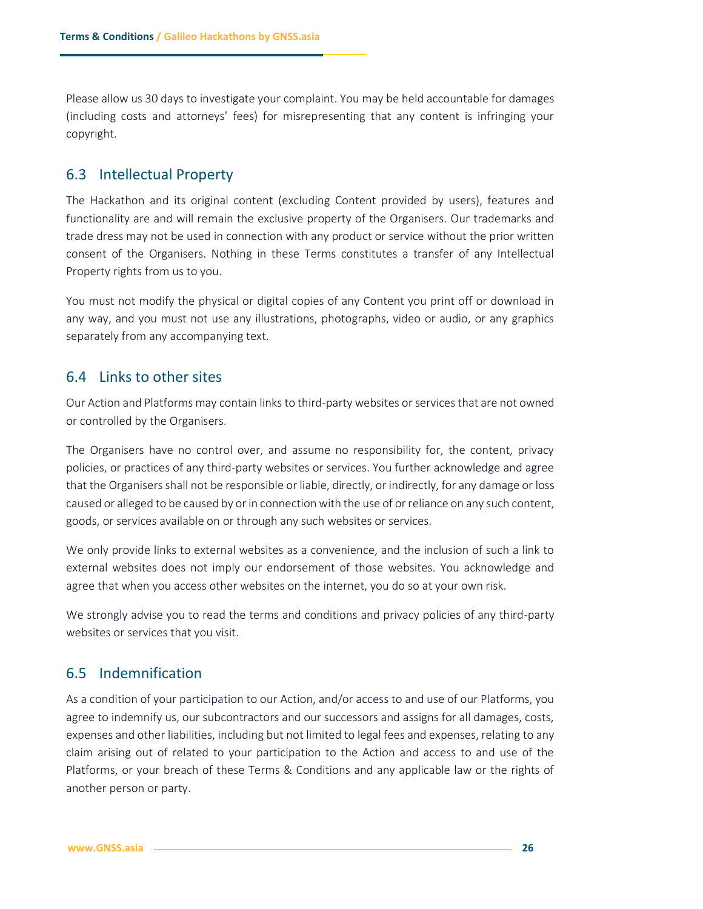Please allow us 30 days to investigate your complaint. You may be held accountable for damages (including costs and attorneys' fees) for misrepresenting that any content is infringing your copyright.

## 6.3 Intellectual Property

The Hackathon and its original content (excluding Content provided by users), features and functionality are and will remain the exclusive property of the Organisers. Our trademarks and trade dress may not be used in connection with any product or service without the prior written consent of the Organisers. Nothing in these Terms constitutes a transfer of any Intellectual Property rights from us to you.

You must not modify the physical or digital copies of any Content you print off or download in any way, and you must not use any illustrations, photographs, video or audio, or any graphics separately from any accompanying text.

## 6.4 Links to other sites

Our Action and Platforms may contain links to third-party websites or services that are not owned or controlled by the Organisers.

The Organisers have no control over, and assume no responsibility for, the content, privacy policies, or practices of any third-party websites or services. You further acknowledge and agree that the Organisers shall not be responsible or liable, directly, or indirectly, for any damage or loss caused or alleged to be caused by or in connection with the use of or reliance on any such content, goods, or services available on or through any such websites or services.

We only provide links to external websites as a convenience, and the inclusion of such a link to external websites does not imply our endorsement of those websites. You acknowledge and agree that when you access other websites on the internet, you do so at your own risk.

We strongly advise you to read the terms and conditions and privacy policies of any third-party websites or services that you visit.

## 6.5 Indemnification

As a condition of your participation to our Action, and/or access to and use of our Platforms, you agree to indemnify us, our subcontractors and our successors and assigns for all damages, costs, expenses and other liabilities, including but not limited to legal fees and expenses, relating to any claim arising out of related to your participation to the Action and access to and use of the Platforms, or your breach of these Terms & Conditions and any applicable law or the rights of another person or party.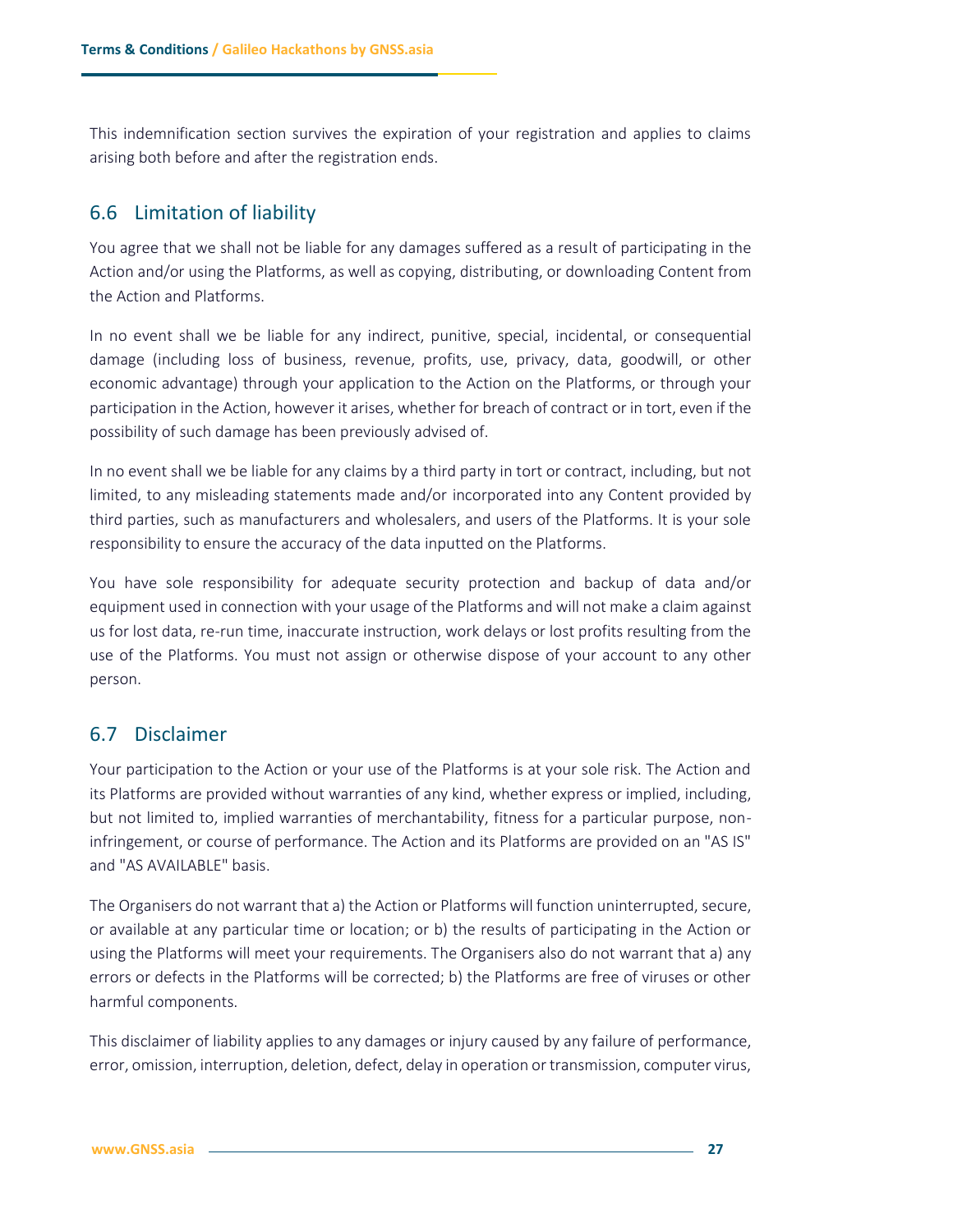This indemnification section survives the expiration of your registration and applies to claims arising both before and after the registration ends.

## 6.6 Limitation of liability

You agree that we shall not be liable for any damages suffered as a result of participating in the Action and/or using the Platforms, as well as copying, distributing, or downloading Content from the Action and Platforms.

In no event shall we be liable for any indirect, punitive, special, incidental, or consequential damage (including loss of business, revenue, profits, use, privacy, data, goodwill, or other economic advantage) through your application to the Action on the Platforms, or through your participation in the Action, however it arises, whether for breach of contract or in tort, even if the possibility of such damage has been previously advised of.

In no event shall we be liable for any claims by a third party in tort or contract, including, but not limited, to any misleading statements made and/or incorporated into any Content provided by third parties, such as manufacturers and wholesalers, and users of the Platforms. It is your sole responsibility to ensure the accuracy of the data inputted on the Platforms.

You have sole responsibility for adequate security protection and backup of data and/or equipment used in connection with your usage of the Platforms and will not make a claim against us for lost data, re-run time, inaccurate instruction, work delays or lost profits resulting from the use of the Platforms. You must not assign or otherwise dispose of your account to any other person.

## 6.7 Disclaimer

Your participation to the Action or your use of the Platforms is at your sole risk. The Action and its Platforms are provided without warranties of any kind, whether express or implied, including, but not limited to, implied warranties of merchantability, fitness for a particular purpose, non-infringement, or course of performance. The Action and its Platforms are provided on an "AS IS" and "AS AVAILABLE" basis.

The Organisers do not warrant that a) the Action or Platforms will function uninterrupted, secure, or available at any particular time or location; or b) the results of participating in the Action or using the Platforms will meet your requirements. The Organisers also do not warrant that a) any errors or defects in the Platforms will be corrected; b) the Platforms are free of viruses or other harmful components.

This disclaimer of liability applies to any damages or injury caused by any failure of performance, error, omission, interruption, deletion, defect, delay in operation or transmission, computer virus,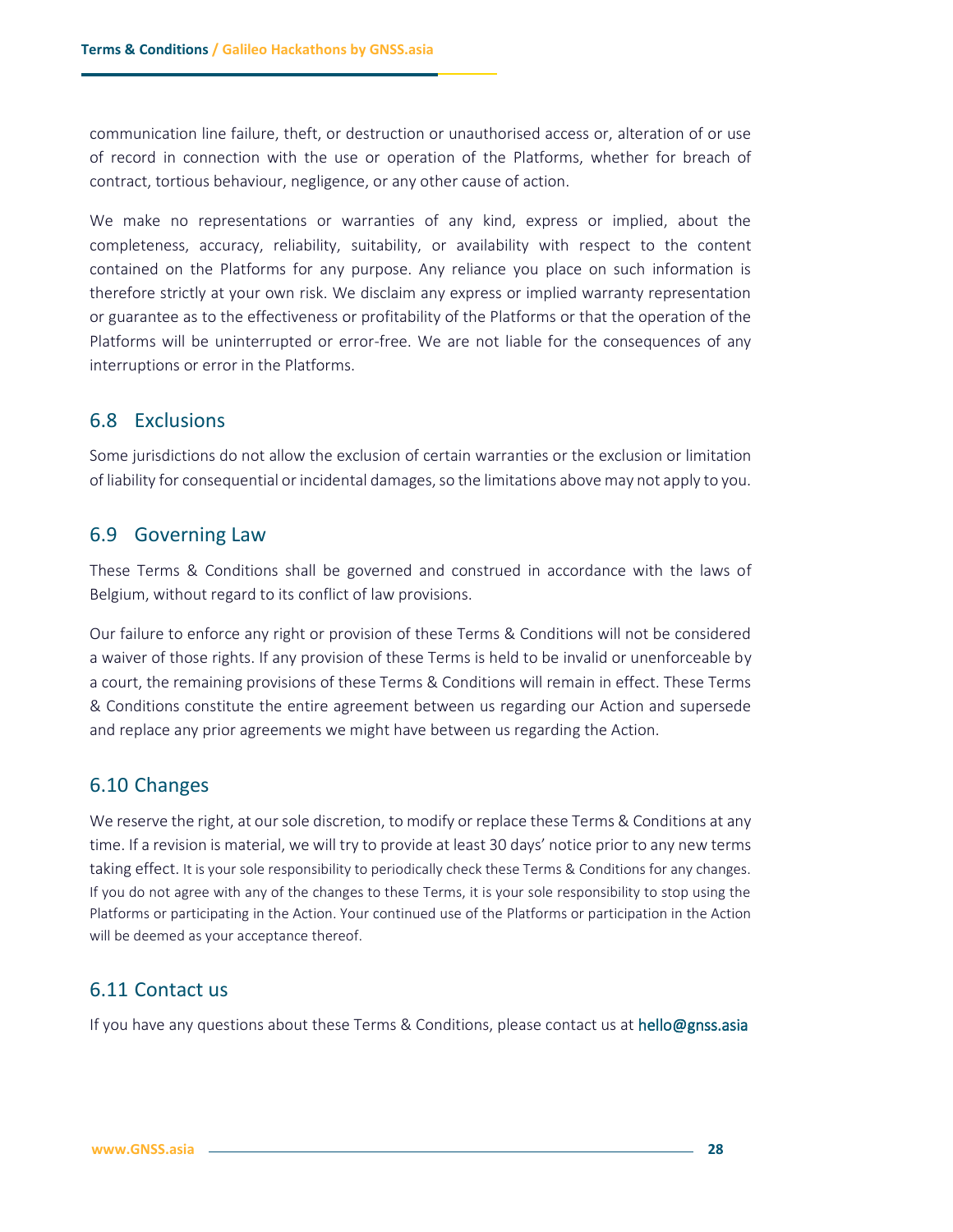communication line failure, theft, or destruction or unauthorised access or, alteration of or use of record in connection with the use or operation of the Platforms, whether for breach of contract, tortious behaviour, negligence, or any other cause of action.

We make no representations or warranties of any kind, express or implied, about the completeness, accuracy, reliability, suitability, or availability with respect to the content contained on the Platforms for any purpose. Any reliance you place on such information is therefore strictly at your own risk. We disclaim any express or implied warranty representation or guarantee as to the effectiveness or profitability of the Platforms or that the operation of the Platforms will be uninterrupted or error-free. We are not liable for the consequences of any interruptions or error in the Platforms.

## 6.8 Exclusions

Some jurisdictions do not allow the exclusion of certain warranties or the exclusion or limitation of liability for consequential or incidental damages, so the limitations above may not apply to you.

## 6.9 Governing Law

These Terms & Conditions shall be governed and construed in accordance with the laws of Belgium, without regard to its conflict of law provisions.

Our failure to enforce any right or provision of these Terms & Conditions will not be considered a waiver of those rights. If any provision of these Terms is held to be invalid or unenforceable by a court, the remaining provisions of these Terms & Conditions will remain in effect. These Terms & Conditions constitute the entire agreement between us regarding our Action and supersede and replace any prior agreements we might have between us regarding the Action.

## 6.10 Changes

We reserve the right, at our sole discretion, to modify or replace these Terms & Conditions at any time. If a revision is material, we will try to provide at least 30 days' notice prior to any new terms taking effect. It is your sole responsibility to periodically check these Terms & Conditions for any changes. If you do not agree with any of the changes to these Terms, it is your sole responsibility to stop using the Platforms or participating in the Action. Your continued use of the Platforms or participation in the Action will be deemed as your acceptance thereof.

## 6.11 Contact us

If you have any questions about these Terms & Conditions, please contact us at hello@gnss.asia